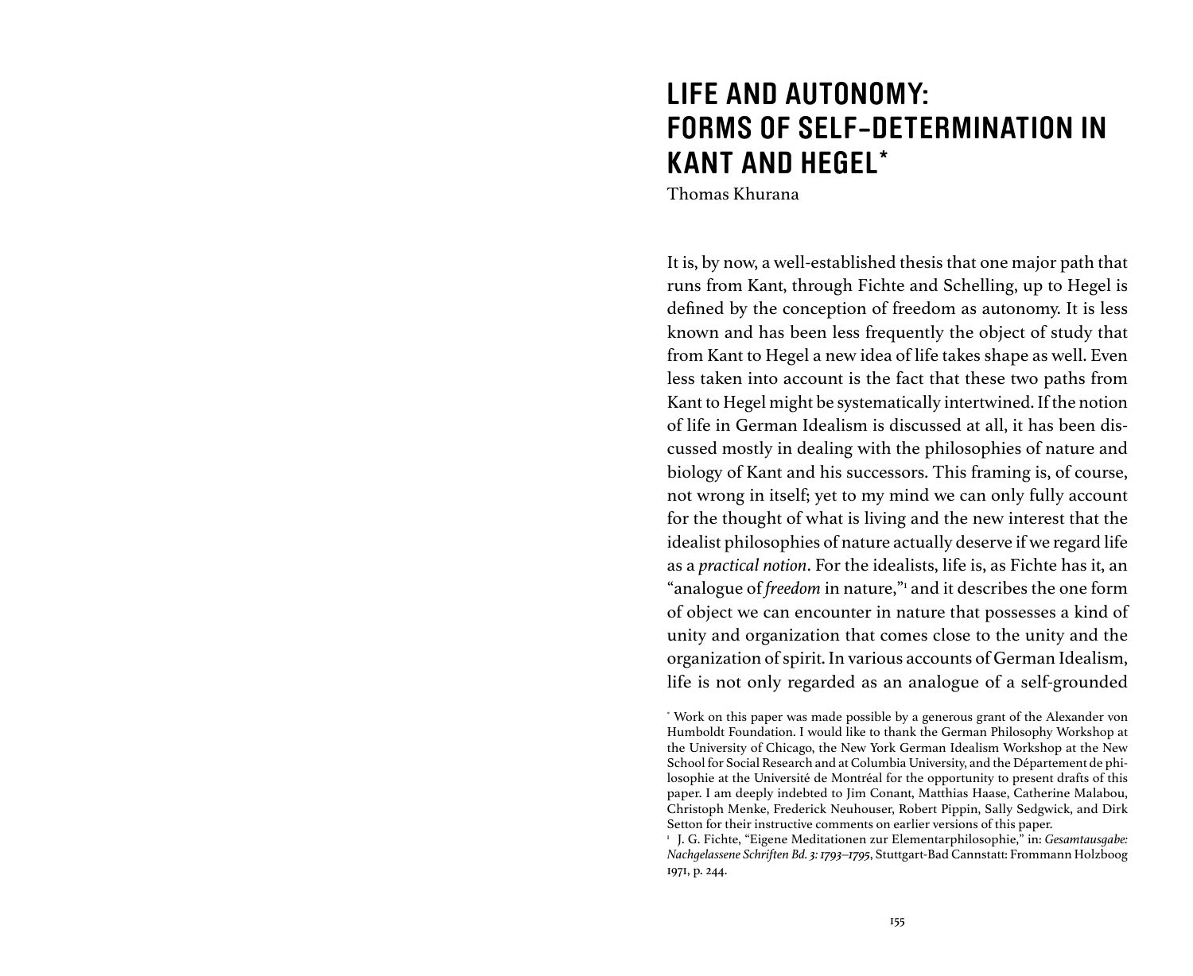# LIFE AND AUTONOMY: FORMS OF SELF-DETERMINATION IN KANT AND HEGEL*

Thomas Khurana

It is, by now, a well-established thesis that one major path that runs from Kant, through Fichte and Schelling, up to Hegel is defined by the conception of freedom as autonomy. It is less known and has been less frequently the object of study that from Kant to Hegel a new idea of life takes shape as well. Even less taken into account is the fact that these two paths from Kant to Hegel might be systematically intertwined. If the notion of life in German Idealism is discussed at all, it has been discussed mostly in dealing with the philosophies of nature and biology of Kant and his successors. This framing is, of course, not wrong in itself; yet to my mind we can only fully account for the thought of what is living and the new interest that the idealist philosophies of nature actually deserve if we regard life as a *practical notion*. For the idealists, life is, as Fichte has it, an "analogue of *freedom* in nature,"[1] and it describes the one form of object we can encounter in nature that possesses a kind of unity and organization that comes close to the unity and the organization of spirit. In various accounts of German Idealism, life is not only regarded as an analogue of a self-grounded

---

* Work on this paper was made possible by a generous grant of the Alexander von Humboldt Foundation. I would like to thank the German Philosophy Workshop at the University of Chicago, the New York German Idealism Workshop at the New School for Social Research and at Columbia University, and the Département de philosophie at the Université de Montréal for the opportunity to present drafts of this paper. I am deeply indebted to Jim Conant, Matthias Haase, Catherine Malabou, Christoph Menke, Frederick Neuhouser, Robert Pippin, Sally Sedgwick, and Dirk Setton for their instructive comments on earlier versions of this paper.

[1] J. G. Fichte, "Eigene Meditationen zur Elementarphilosophie," in: *Gesamtausgabe: Nachgelassene Schriften Bd. 3: 1793–1795*, Stuttgart-Bad Cannstatt: Frommann Holzboog 1971, p. 244.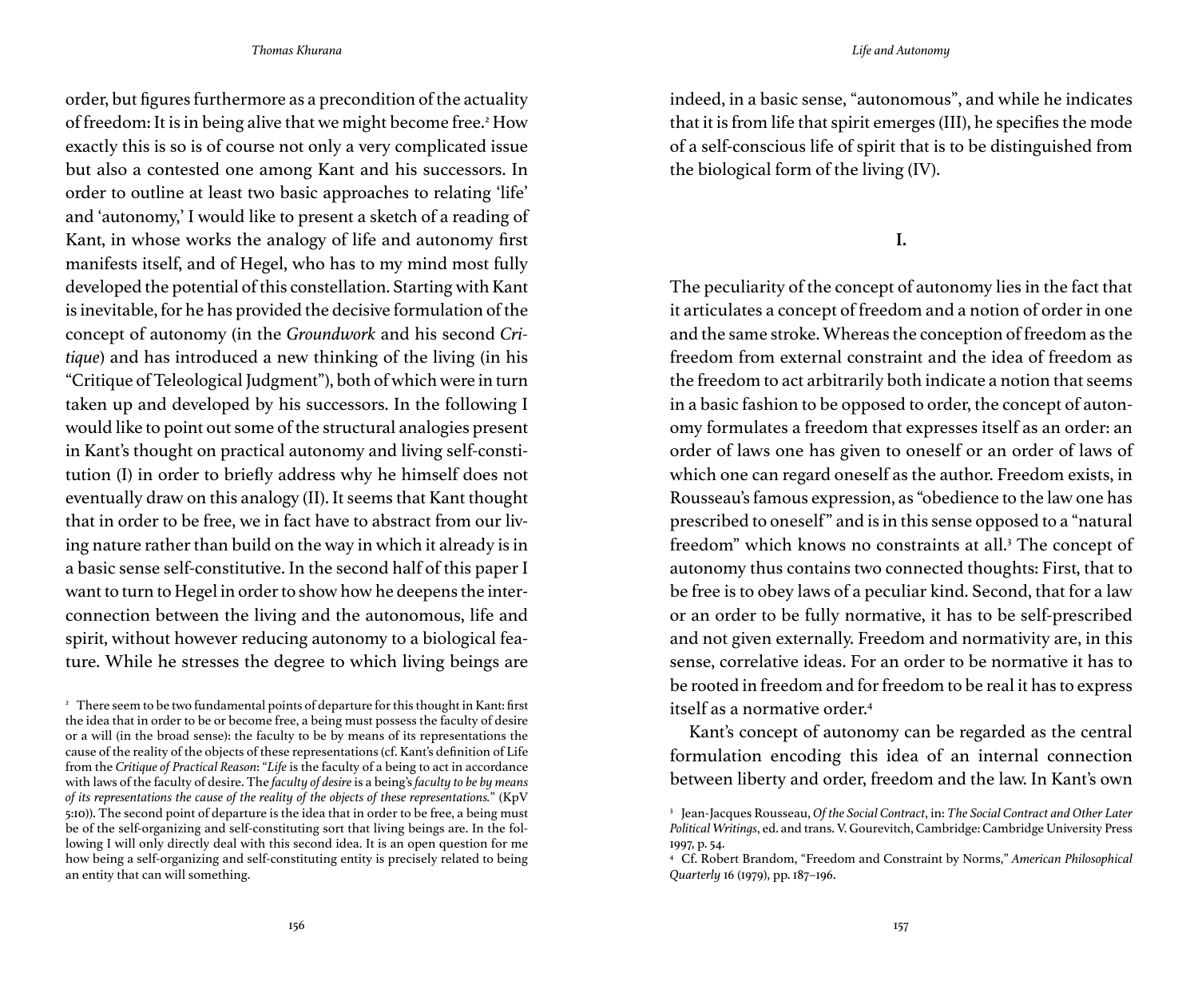order, but figures furthermore as a precondition of the actuality of freedom: It is in being alive that we might become free.[2] How exactly this is so is of course not only a very complicated issue but also a contested one among Kant and his successors. In order to outline at least two basic approaches to relating 'life' and 'autonomy,' I would like to present a sketch of a reading of Kant, in whose works the analogy of life and autonomy first manifests itself, and of Hegel, who has to my mind most fully developed the potential of this constellation. Starting with Kant is inevitable, for he has provided the decisive formulation of the concept of autonomy (in the *Groundwork* and his second *Critique*) and has introduced a new thinking of the living (in his "Critique of Teleological Judgment"), both of which were in turn taken up and developed by his successors. In the following I would like to point out some of the structural analogies present in Kant's thought on practical autonomy and living self-constitution (I) in order to briefly address why he himself does not eventually draw on this analogy (II). It seems that Kant thought that in order to be free, we in fact have to abstract from our living nature rather than build on the way in which it already is in a basic sense self-constitutive. In the second half of this paper I want to turn to Hegel in order to show how he deepens the interconnection between the living and the autonomous, life and spirit, without however reducing autonomy to a biological feature. While he stresses the degree to which living beings are indeed, in a basic sense, "autonomous", and while he indicates that it is from life that spirit emerges (III), he specifies the mode of a self-conscious life of spirit that is to be distinguished from the biological form of the living (IV).

## I.

The peculiarity of the concept of autonomy lies in the fact that it articulates a concept of freedom and a notion of order in one and the same stroke. Whereas the conception of freedom as the freedom from external constraint and the idea of freedom as the freedom to act arbitrarily both indicate a notion that seems in a basic fashion to be opposed to order, the concept of autonomy formulates a freedom that expresses itself as an order: an order of laws one has given to oneself or an order of laws of which one can regard oneself as the author. Freedom exists, in Rousseau's famous expression, as "obedience to the law one has prescribed to oneself" and is in this sense opposed to a "natural freedom" which knows no constraints at all.[3] The concept of autonomy thus contains two connected thoughts: First, that to be free is to obey laws of a peculiar kind. Second, that for a law or an order to be fully normative, it has to be self-prescribed and not given externally. Freedom and normativity are, in this sense, correlative ideas. For an order to be normative it has to be rooted in freedom and for freedom to be real it has to express itself as a normative order.[4]

Kant's concept of autonomy can be regarded as the central formulation encoding this idea of an internal connection between liberty and order, freedom and the law. In Kant's own

---

[2] There seem to be two fundamental points of departure for this thought in Kant: first the idea that in order to be or become free, a being must possess the faculty of desire or a will (in the broad sense): the faculty to be by means of its representations the cause of the reality of the objects of these representations (cf. Kant's definition of Life from the *Critique of Practical Reason*: "*Life* is the faculty of a being to act in accordance with laws of the faculty of desire. The *faculty of desire* is a being's *faculty to be by means of its representations the cause of the reality of the objects of these representations.*" (KpV 5:10)). The second point of departure is the idea that in order to be free, a being must be of the self-organizing and self-constituting sort that living beings are. In the following I will only directly deal with this second idea. It is an open question for me how being a self-organizing and self-constituting entity is precisely related to being an entity that can will something.

[3] Jean-Jacques Rousseau, *Of the Social Contract*, in: *The Social Contract and Other Later Political Writings*, ed. and trans. V. Gourevitch, Cambridge: Cambridge University Press 1997, p. 54.

[4] Cf. Robert Brandom, "Freedom and Constraint by Norms," *American Philosophical Quarterly* 16 (1979), pp. 187–196.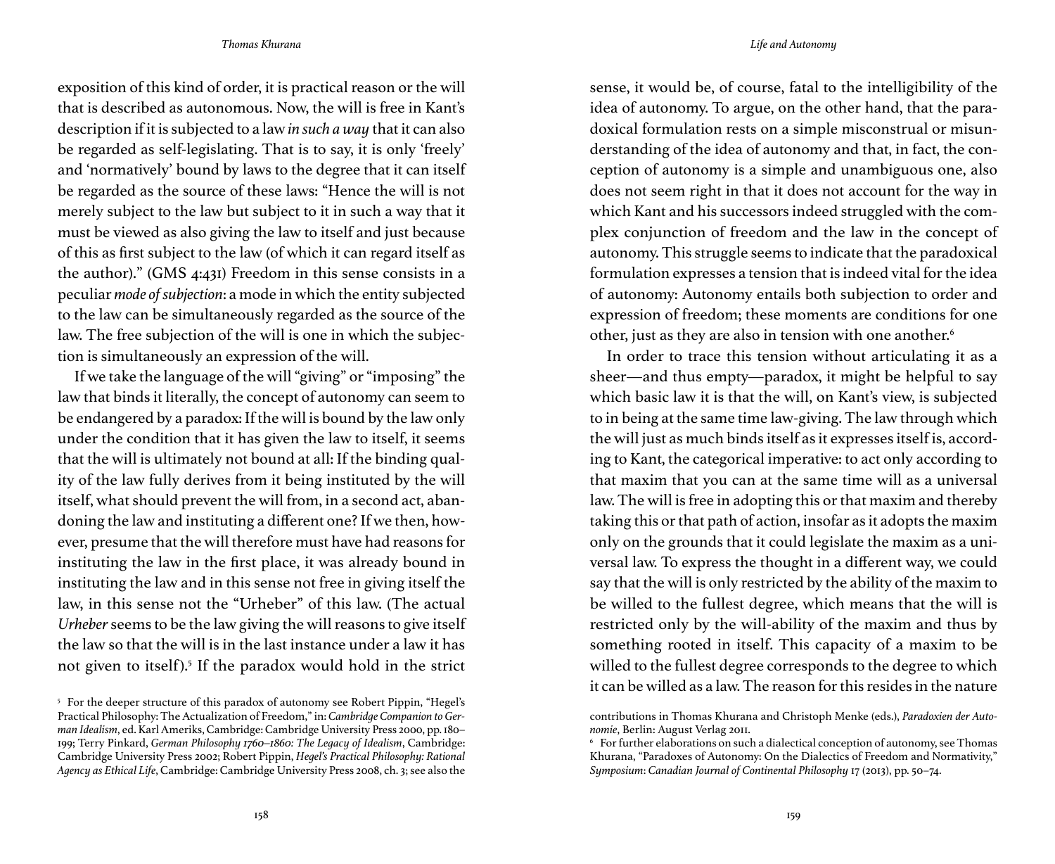exposition of this kind of order, it is practical reason or the will that is described as autonomous. Now, the will is free in Kant's description if it is subjected to a law *in such a way* that it can also be regarded as self-legislating. That is to say, it is only 'freely' and 'normatively' bound by laws to the degree that it can itself be regarded as the source of these laws: "Hence the will is not merely subject to the law but subject to it in such a way that it must be viewed as also giving the law to itself and just because of this as first subject to the law (of which it can regard itself as the author)." (GMS 4:431) Freedom in this sense consists in a peculiar *mode of subjection*: a mode in which the entity subjected to the law can be simultaneously regarded as the source of the law. The free subjection of the will is one in which the subjection is simultaneously an expression of the will.

If we take the language of the will "giving" or "imposing" the law that binds it literally, the concept of autonomy can seem to be endangered by a paradox: If the will is bound by the law only under the condition that it has given the law to itself, it seems that the will is ultimately not bound at all: If the binding quality of the law fully derives from it being instituted by the will itself, what should prevent the will from, in a second act, abandoning the law and instituting a different one? If we then, however, presume that the will therefore must have had reasons for instituting the law in the first place, it was already bound in instituting the law and in this sense not free in giving itself the law, in this sense not the "Urheber" of this law. (The actual *Urheber* seems to be the law giving the will reasons to give itself the law so that the will is in the last instance under a law it has not given to itself).[5] If the paradox would hold in the strict sense, it would be, of course, fatal to the intelligibility of the idea of autonomy. To argue, on the other hand, that the paradoxical formulation rests on a simple misconstrual or misunderstanding of the idea of autonomy and that, in fact, the conception of autonomy is a simple and unambiguous one, also does not seem right in that it does not account for the way in which Kant and his successors indeed struggled with the complex conjunction of freedom and the law in the concept of autonomy. This struggle seems to indicate that the paradoxical formulation expresses a tension that is indeed vital for the idea of autonomy: Autonomy entails both subjection to order and expression of freedom; these moments are conditions for one other, just as they are also in tension with one another.[6]

In order to trace this tension without articulating it as a sheer—and thus empty—paradox, it might be helpful to say which basic law it is that the will, on Kant's view, is subjected to in being at the same time law-giving. The law through which the will just as much binds itself as it expresses itself is, according to Kant, the categorical imperative: to act only according to that maxim that you can at the same time will as a universal law. The will is free in adopting this or that maxim and thereby taking this or that path of action, insofar as it adopts the maxim only on the grounds that it could legislate the maxim as a universal law. To express the thought in a different way, we could say that the will is only restricted by the ability of the maxim to be willed to the fullest degree, which means that the will is restricted only by the will-ability of the maxim and thus by something rooted in itself. This capacity of a maxim to be willed to the fullest degree corresponds to the degree to which it can be willed as a law. The reason for this resides in the nature

---

[5] For the deeper structure of this paradox of autonomy see Robert Pippin, "Hegel's Practical Philosophy: The Actualization of Freedom," in: *Cambridge Companion to German Idealism*, ed. Karl Ameriks, Cambridge: Cambridge University Press 2000, pp. 180–199; Terry Pinkard, *German Philosophy 1760–1860: The Legacy of Idealism*, Cambridge: Cambridge University Press 2002; Robert Pippin, *Hegel's Practical Philosophy: Rational Agency as Ethical Life*, Cambridge: Cambridge University Press 2008, ch. 3; see also the contributions in Thomas Khurana and Christoph Menke (eds.), *Paradoxien der Autonomie*, Berlin: August Verlag 2011.

[6] For further elaborations on such a dialectical conception of autonomy, see Thomas Khurana, "Paradoxes of Autonomy: On the Dialectics of Freedom and Normativity," *Symposium: Canadian Journal of Continental Philosophy* 17 (2013), pp. 50–74.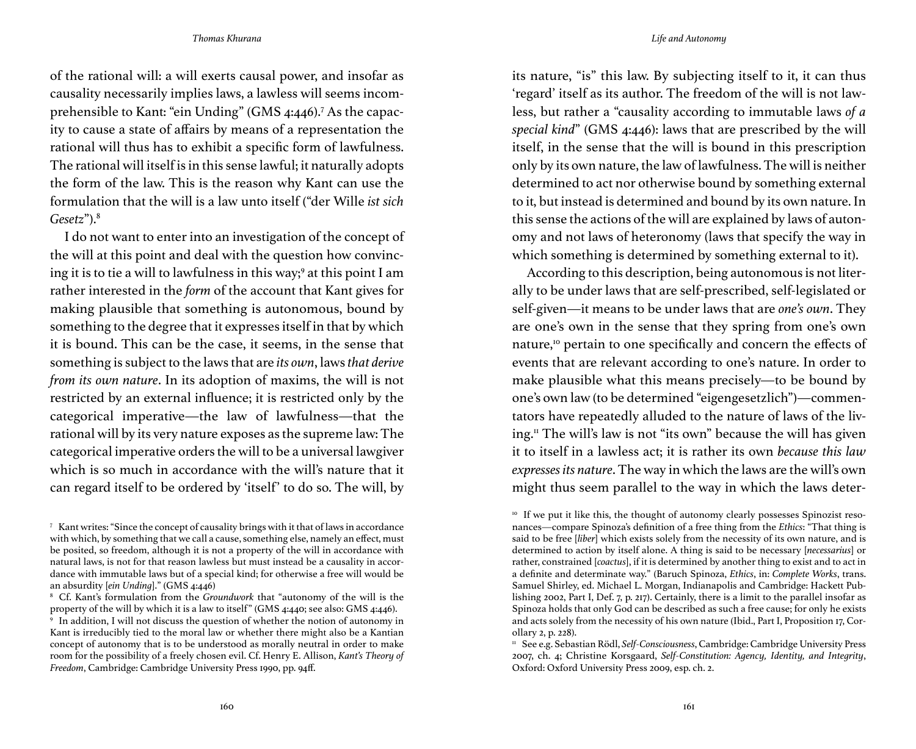of the rational will: a will exerts causal power, and insofar as causality necessarily implies laws, a lawless will seems incomprehensible to Kant: "ein Unding" (GMS 4:446).[7] As the capacity to cause a state of affairs by means of a representation the rational will thus has to exhibit a specific form of lawfulness. The rational will itself is in this sense lawful; it naturally adopts the form of the law. This is the reason why Kant can use the formulation that the will is a law unto itself ("der Wille *ist sich Gesetz*").[8]

I do not want to enter into an investigation of the concept of the will at this point and deal with the question how convincing it is to tie a will to lawfulness in this way;[9] at this point I am rather interested in the *form* of the account that Kant gives for making plausible that something is autonomous, bound by something to the degree that it expresses itself in that by which it is bound. This can be the case, it seems, in the sense that something is subject to the laws that are *its own*, laws *that derive from its own nature*. In its adoption of maxims, the will is not restricted by an external influence; it is restricted only by the categorical imperative—the law of lawfulness—that the rational will by its very nature exposes as the supreme law: The categorical imperative orders the will to be a universal lawgiver which is so much in accordance with the will's nature that it can regard itself to be ordered by 'itself' to do so. The will, by its nature, "is" this law. By subjecting itself to it, it can thus 'regard' itself as its author. The freedom of the will is not lawless, but rather a "causality according to immutable laws *of a special kind*" (GMS 4:446): laws that are prescribed by the will itself, in the sense that the will is bound in this prescription only by its own nature, the law of lawfulness. The will is neither determined to act nor otherwise bound by something external to it, but instead is determined and bound by its own nature. In this sense the actions of the will are explained by laws of autonomy and not laws of heteronomy (laws that specify the way in which something is determined by something external to it).

According to this description, being autonomous is not literally to be under laws that are self-prescribed, self-legislated or self-given—it means to be under laws that are *one's own*. They are one's own in the sense that they spring from one's own nature,[10] pertain to one specifically and concern the effects of events that are relevant according to one's nature. In order to make plausible what this means precisely—to be bound by one's own law (to be determined "eigengesetzlich")—commentators have repeatedly alluded to the nature of laws of the living.[11] The will's law is not "its own" because the will has given it to itself in a lawless act; it is rather its own *because this law expresses its nature*. The way in which the laws are the will's own might thus seem parallel to the way in which the laws deter-

[7] Kant writes: "Since the concept of causality brings with it that of laws in accordance with which, by something that we call a cause, something else, namely an effect, must be posited, so freedom, although it is not a property of the will in accordance with natural laws, is not for that reason lawless but must instead be a causality in accordance with immutable laws but of a special kind; for otherwise a free will would be an absurdity [*ein Unding*]." (GMS 4:446)

[8] Cf. Kant's formulation from the *Groundwork* that "autonomy of the will is the property of the will by which it is a law to itself" (GMS 4:440; see also: GMS 4:446).

[9] In addition, I will not discuss the question of whether the notion of autonomy in Kant is irreducibly tied to the moral law or whether there might also be a Kantian concept of autonomy that is to be understood as morally neutral in order to make room for the possibility of a freely chosen evil. Cf. Henry E. Allison, *Kant's Theory of Freedom*, Cambridge: Cambridge University Press 1990, pp. 94ff.

[10] If we put it like this, the thought of autonomy clearly possesses Spinozist resonances—compare Spinoza's definition of a free thing from the *Ethics*: "That thing is said to be free [*liber*] which exists solely from the necessity of its own nature, and is determined to action by itself alone. A thing is said to be necessary [*necessarius*] or rather, constrained [*coactus*], if it is determined by another thing to exist and to act in a definite and determinate way." (Baruch Spinoza, *Ethics*, in: *Complete Works*, trans. Samuel Shirley, ed. Michael L. Morgan, Indianapolis and Cambridge: Hackett Publishing 2002, Part I, Def. 7, p. 217). Certainly, there is a limit to the parallel insofar as Spinoza holds that only God can be described as such a free cause; for only he exists and acts solely from the necessity of his own nature (Ibid., Part I, Proposition 17, Corollary 2, p. 228).

[11] See e.g. Sebastian Rödl, *Self-Consciousness*, Cambridge: Cambridge University Press 2007, ch. 4; Christine Korsgaard, *Self-Constitution: Agency, Identity, and Integrity*, Oxford: Oxford University Press 2009, esp. ch. 2.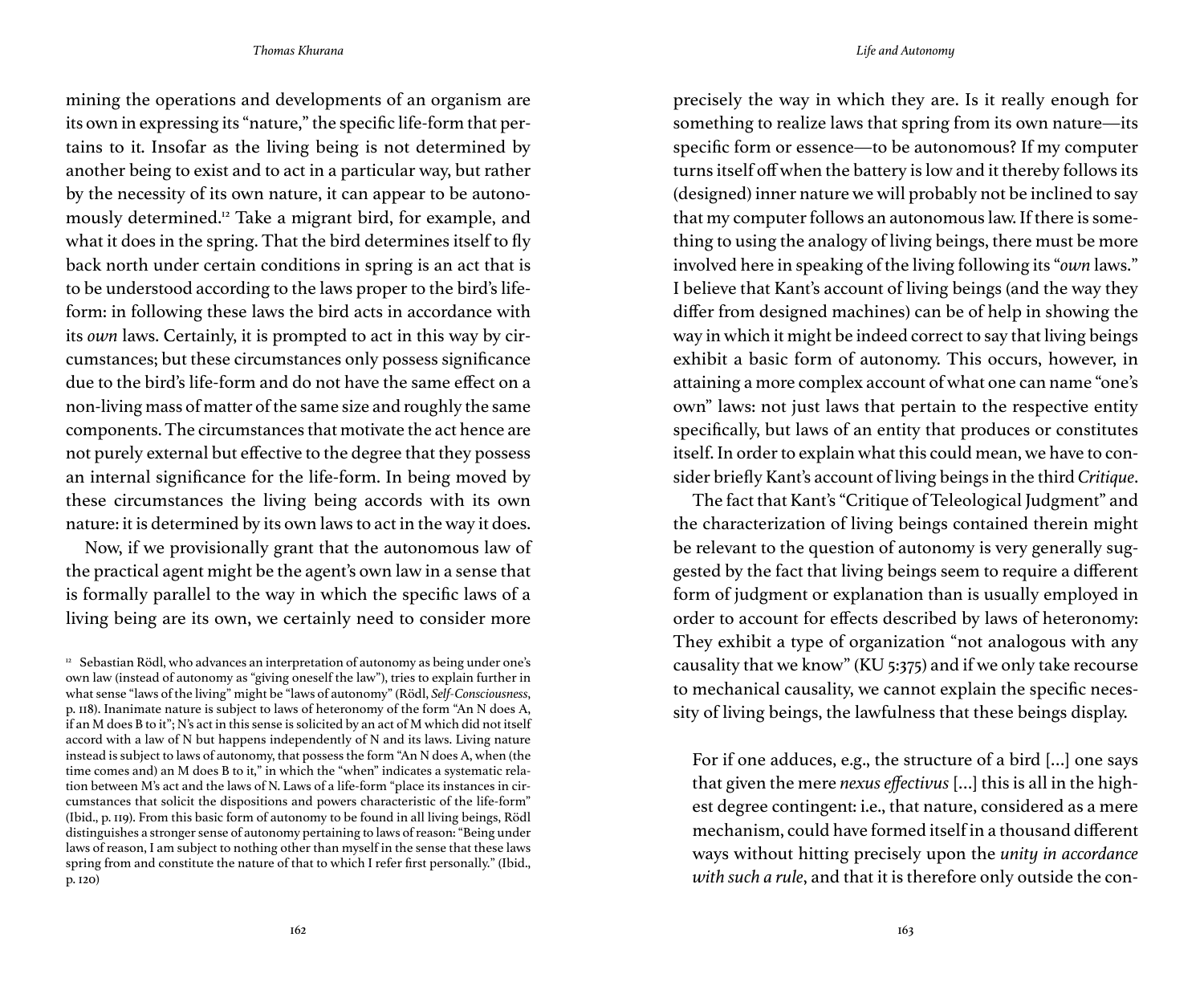mining the operations and developments of an organism are its own in expressing its "nature," the specific life-form that pertains to it. Insofar as the living being is not determined by another being to exist and to act in a particular way, but rather by the necessity of its own nature, it can appear to be autonomously determined.[12] Take a migrant bird, for example, and what it does in the spring. That the bird determines itself to fly back north under certain conditions in spring is an act that is to be understood according to the laws proper to the bird's life-form: in following these laws the bird acts in accordance with its *own* laws. Certainly, it is prompted to act in this way by circumstances; but these circumstances only possess significance due to the bird's life-form and do not have the same effect on a non-living mass of matter of the same size and roughly the same components. The circumstances that motivate the act hence are not purely external but effective to the degree that they possess an internal significance for the life-form. In being moved by these circumstances the living being accords with its own nature: it is determined by its own laws to act in the way it does.

Now, if we provisionally grant that the autonomous law of the practical agent might be the agent's own law in a sense that is formally parallel to the way in which the specific laws of a living being are its own, we certainly need to consider more precisely the way in which they are. Is it really enough for something to realize laws that spring from its own nature—its specific form or essence—to be autonomous? If my computer turns itself off when the battery is low and it thereby follows its (designed) inner nature we will probably not be inclined to say that my computer follows an autonomous law. If there is something to using the analogy of living beings, there must be more involved here in speaking of the living following its "*own* laws." I believe that Kant's account of living beings (and the way they differ from designed machines) can be of help in showing the way in which it might be indeed correct to say that living beings exhibit a basic form of autonomy. This occurs, however, in attaining a more complex account of what one can name "one's own" laws: not just laws that pertain to the respective entity specifically, but laws of an entity that produces or constitutes itself. In order to explain what this could mean, we have to consider briefly Kant's account of living beings in the third *Critique*.

The fact that Kant's "Critique of Teleological Judgment" and the characterization of living beings contained therein might be relevant to the question of autonomy is very generally suggested by the fact that living beings seem to require a different form of judgment or explanation than is usually employed in order to account for effects described by laws of heteronomy: They exhibit a type of organization "not analogous with any causality that we know" (KU 5:375) and if we only take recourse to mechanical causality, we cannot explain the specific necessity of living beings, the lawfulness that these beings display.

> For if one adduces, e.g., the structure of a bird [...] one says that given the mere *nexus effectivus* [...] this is all in the highest degree contingent: i.e., that nature, considered as a mere mechanism, could have formed itself in a thousand different ways without hitting precisely upon the *unity in accordance with such a rule*, and that it is therefore only outside the con-

[12] Sebastian Rödl, who advances an interpretation of autonomy as being under one's own law (instead of autonomy as "giving oneself the law"), tries to explain further in what sense "laws of the living" might be "laws of autonomy" (Rödl, *Self-Consciousness*, p. 118). Inanimate nature is subject to laws of heteronomy of the form "An N does A, if an M does B to it"; N's act in this sense is solicited by an act of M which did not itself accord with a law of N but happens independently of N and its laws. Living nature instead is subject to laws of autonomy, that possess the form "An N does A, when (the time comes and) an M does B to it," in which the "when" indicates a systematic relation between M's act and the laws of N. Laws of a life-form "place its instances in circumstances that solicit the dispositions and powers characteristic of the life-form" (Ibid., p. 119). From this basic form of autonomy to be found in all living beings, Rödl distinguishes a stronger sense of autonomy pertaining to laws of reason: "Being under laws of reason, I am subject to nothing other than myself in the sense that these laws spring from and constitute the nature of that to which I refer first personally." (Ibid., p. 120)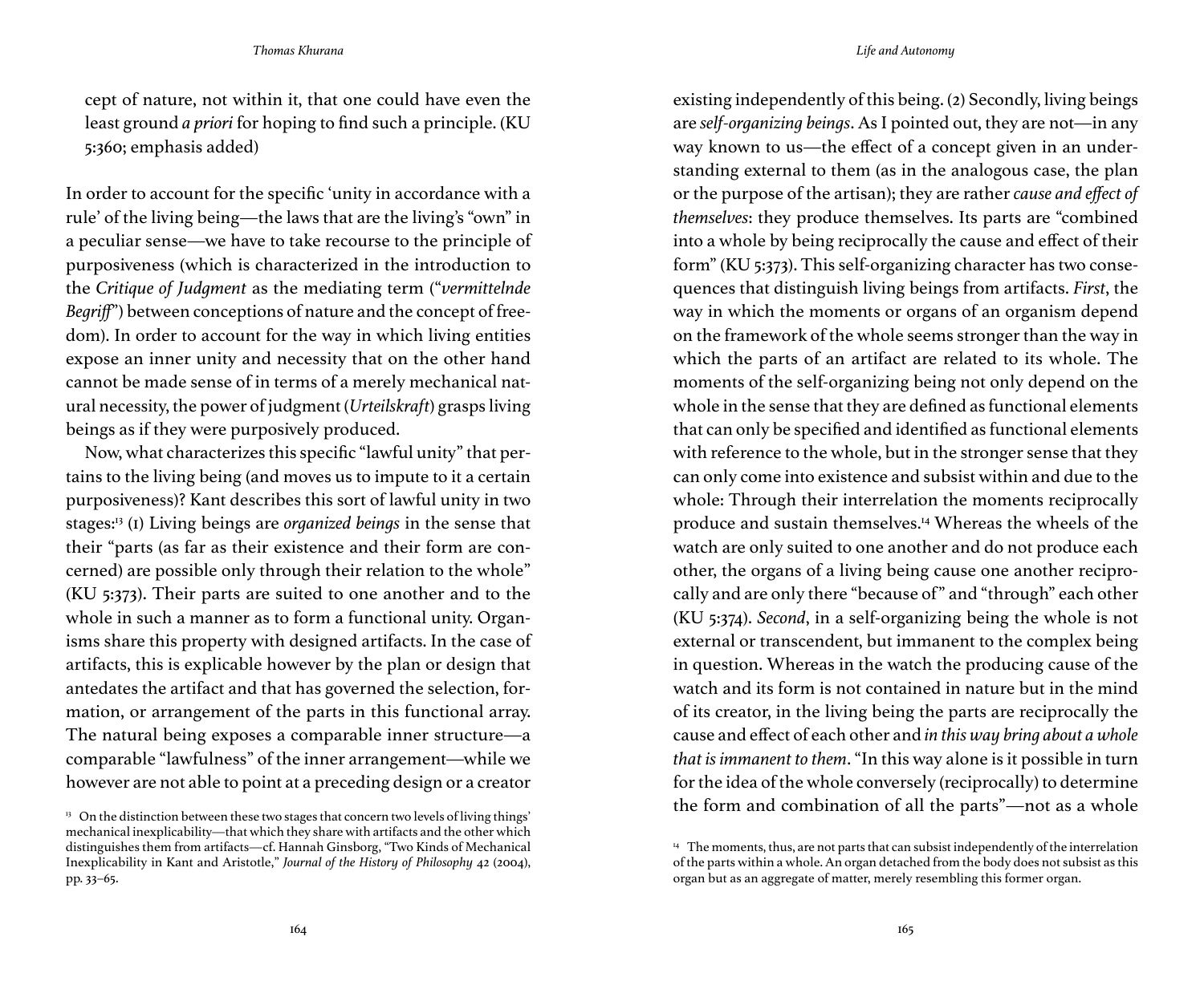cept of nature, not within it, that one could have even the least ground *a priori* for hoping to find such a principle. (KU 5:360; emphasis added)

In order to account for the specific 'unity in accordance with a rule' of the living being—the laws that are the living's "own" in a peculiar sense—we have to take recourse to the principle of purposiveness (which is characterized in the introduction to the *Critique of Judgment* as the mediating term ("*vermittelnde Begriff*") between conceptions of nature and the concept of freedom). In order to account for the way in which living entities expose an inner unity and necessity that on the other hand cannot be made sense of in terms of a merely mechanical natural necessity, the power of judgment (*Urteilskraft*) grasps living beings as if they were purposively produced.

Now, what characterizes this specific "lawful unity" that pertains to the living being (and moves us to impute to it a certain purposiveness)? Kant describes this sort of lawful unity in two stages:[13] (1) Living beings are *organized beings* in the sense that their "parts (as far as their existence and their form are concerned) are possible only through their relation to the whole" (KU 5:373). Their parts are suited to one another and to the whole in such a manner as to form a functional unity. Organisms share this property with designed artifacts. In the case of artifacts, this is explicable however by the plan or design that antedates the artifact and that has governed the selection, formation, or arrangement of the parts in this functional array. The natural being exposes a comparable inner structure—a comparable "lawfulness" of the inner arrangement—while we however are not able to point at a preceding design or a creator existing independently of this being. (2) Secondly, living beings are *self-organizing beings*. As I pointed out, they are not—in any way known to us—the effect of a concept given in an understanding external to them (as in the analogous case, the plan or the purpose of the artisan); they are rather *cause and effect of themselves*: they produce themselves. Its parts are "combined into a whole by being reciprocally the cause and effect of their form" (KU 5:373). This self-organizing character has two consequences that distinguish living beings from artifacts. *First*, the way in which the moments or organs of an organism depend on the framework of the whole seems stronger than the way in which the parts of an artifact are related to its whole. The moments of the self-organizing being not only depend on the whole in the sense that they are defined as functional elements that can only be specified and identified as functional elements with reference to the whole, but in the stronger sense that they can only come into existence and subsist within and due to the whole: Through their interrelation the moments reciprocally produce and sustain themselves.[14] Whereas the wheels of the watch are only suited to one another and do not produce each other, the organs of a living being cause one another reciprocally and are only there "because of" and "through" each other (KU 5:374). *Second*, in a self-organizing being the whole is not external or transcendent, but immanent to the complex being in question. Whereas in the watch the producing cause of the watch and its form is not contained in nature but in the mind of its creator, in the living being the parts are reciprocally the cause and effect of each other and *in this way bring about a whole that is immanent to them*. "In this way alone is it possible in turn for the idea of the whole conversely (reciprocally) to determine the form and combination of all the parts"—not as a whole

[13] On the distinction between these two stages that concern two levels of living things' mechanical inexplicability—that which they share with artifacts and the other which distinguishes them from artifacts—cf. Hannah Ginsborg, "Two Kinds of Mechanical Inexplicability in Kant and Aristotle," *Journal of the History of Philosophy* 42 (2004), pp. 33–65.

[14] The moments, thus, are not parts that can subsist independently of the interrelation of the parts within a whole. An organ detached from the body does not subsist as this organ but as an aggregate of matter, merely resembling this former organ.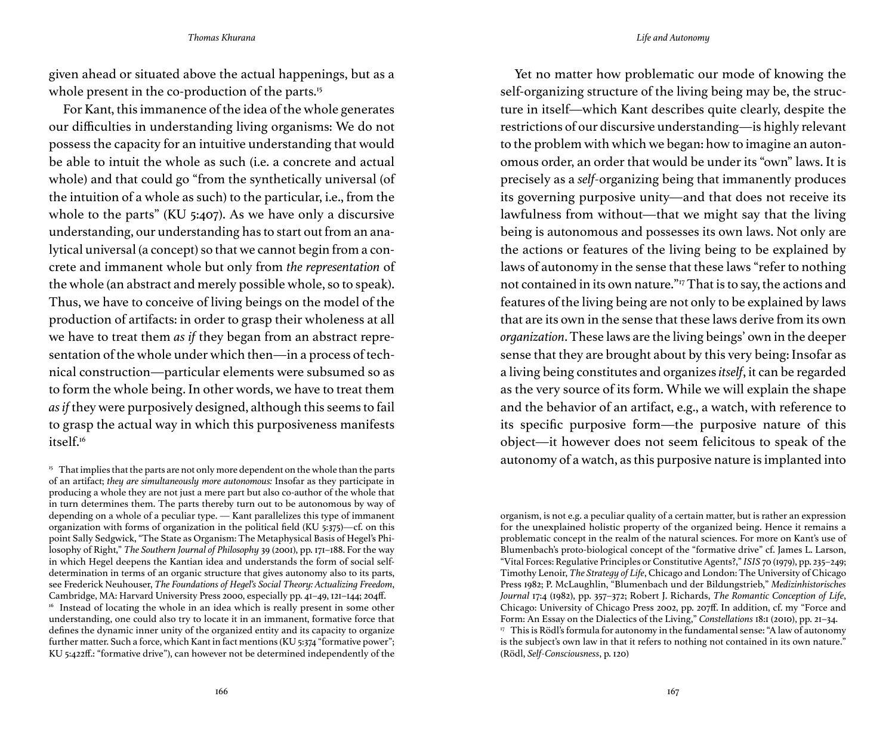given ahead or situated above the actual happenings, but as a whole present in the co-production of the parts.[15]

For Kant, this immanence of the idea of the whole generates our difficulties in understanding living organisms: We do not possess the capacity for an intuitive understanding that would be able to intuit the whole as such (i.e. a concrete and actual whole) and that could go "from the synthetically universal (of the intuition of a whole as such) to the particular, i.e., from the whole to the parts" (KU 5:407). As we have only a discursive understanding, our understanding has to start out from an analytical universal (a concept) so that we cannot begin from a concrete and immanent whole but only from *the representation* of the whole (an abstract and merely possible whole, so to speak). Thus, we have to conceive of living beings on the model of the production of artifacts: in order to grasp their wholeness at all we have to treat them *as if* they began from an abstract representation of the whole under which then—in a process of technical construction—particular elements were subsumed so as to form the whole being. In other words, we have to treat them *as if* they were purposively designed, although this seems to fail to grasp the actual way in which this purposiveness manifests itself.[16]

Yet no matter how problematic our mode of knowing the self-organizing structure of the living being may be, the structure in itself—which Kant describes quite clearly, despite the restrictions of our discursive understanding—is highly relevant to the problem with which we began: how to imagine an autonomous order, an order that would be under its "own" laws. It is precisely as a *self*-organizing being that immanently produces its governing purposive unity—and that does not receive its lawfulness from without—that we might say that the living being is autonomous and possesses its own laws. Not only are the actions or features of the living being to be explained by laws of autonomy in the sense that these laws "refer to nothing not contained in its own nature."[17] That is to say, the actions and features of the living being are not only to be explained by laws that are its own in the sense that these laws derive from its own *organization*. These laws are the living beings' own in the deeper sense that they are brought about by this very being: Insofar as a living being constitutes and organizes *itself*, it can be regarded as the very source of its form. While we will explain the shape and the behavior of an artifact, e.g., a watch, with reference to its specific purposive form—the purposive nature of this object—it however does not seem felicitous to speak of the autonomy of a watch, as this purposive nature is implanted into

---

[15] That implies that the parts are not only more dependent on the whole than the parts of an artifact; *they are simultaneously more autonomous:* Insofar as they participate in producing a whole they are not just a mere part but also co-author of the whole that in turn determines them. The parts thereby turn out to be autonomous by way of depending on a whole of a peculiar type. — Kant parallelizes this type of immanent organization with forms of organization in the political field (KU 5:375)—cf. on this point Sally Sedgwick, "The State as Organism: The Metaphysical Basis of Hegel's Philosophy of Right," *The Southern Journal of Philosophy* 39 (2001), pp. 171–188. For the way in which Hegel deepens the Kantian idea and understands the form of social self-determination in terms of an organic structure that gives autonomy also to its parts, see Frederick Neuhouser, *The Foundations of Hegel's Social Theory: Actualizing Freedom*, Cambridge, MA: Harvard University Press 2000, especially pp. 41–49, 121–144; 204ff.

[16] Instead of locating the whole in an idea which is really present in some other understanding, one could also try to locate it in an immanent, formative force that defines the dynamic inner unity of the organized entity and its capacity to organize further matter. Such a force, which Kant in fact mentions (KU 5:374 "formative power"; KU 5:422ff.: "formative drive"), can however not be determined independently of the organism, is not e.g. a peculiar quality of a certain matter, but is rather an expression for the unexplained holistic property of the organized being. Hence it remains a problematic concept in the realm of the natural sciences. For more on Kant's use of Blumenbach's proto-biological concept of the "formative drive" cf. James L. Larson, "Vital Forces: Regulative Principles or Constitutive Agents?," *ISIS* 70 (1979), pp. 235–249; Timothy Lenoir, *The Strategy of Life*, Chicago and London: The University of Chicago Press 1982; P. McLaughlin, "Blumenbach und der Bildungstrieb," *Medizinhistorisches Journal* 17:4 (1982), pp. 357–372; Robert J. Richards, *The Romantic Conception of Life*, Chicago: University of Chicago Press 2002, pp. 207ff. In addition, cf. my "Force and Form: An Essay on the Dialectics of the Living," *Constellations* 18:1 (2010), pp. 21–34.

[17] This is Rödl's formula for autonomy in the fundamental sense: "A law of autonomy is the subject's own law in that it refers to nothing not contained in its own nature." (Rödl, *Self-Consciousness*, p. 120)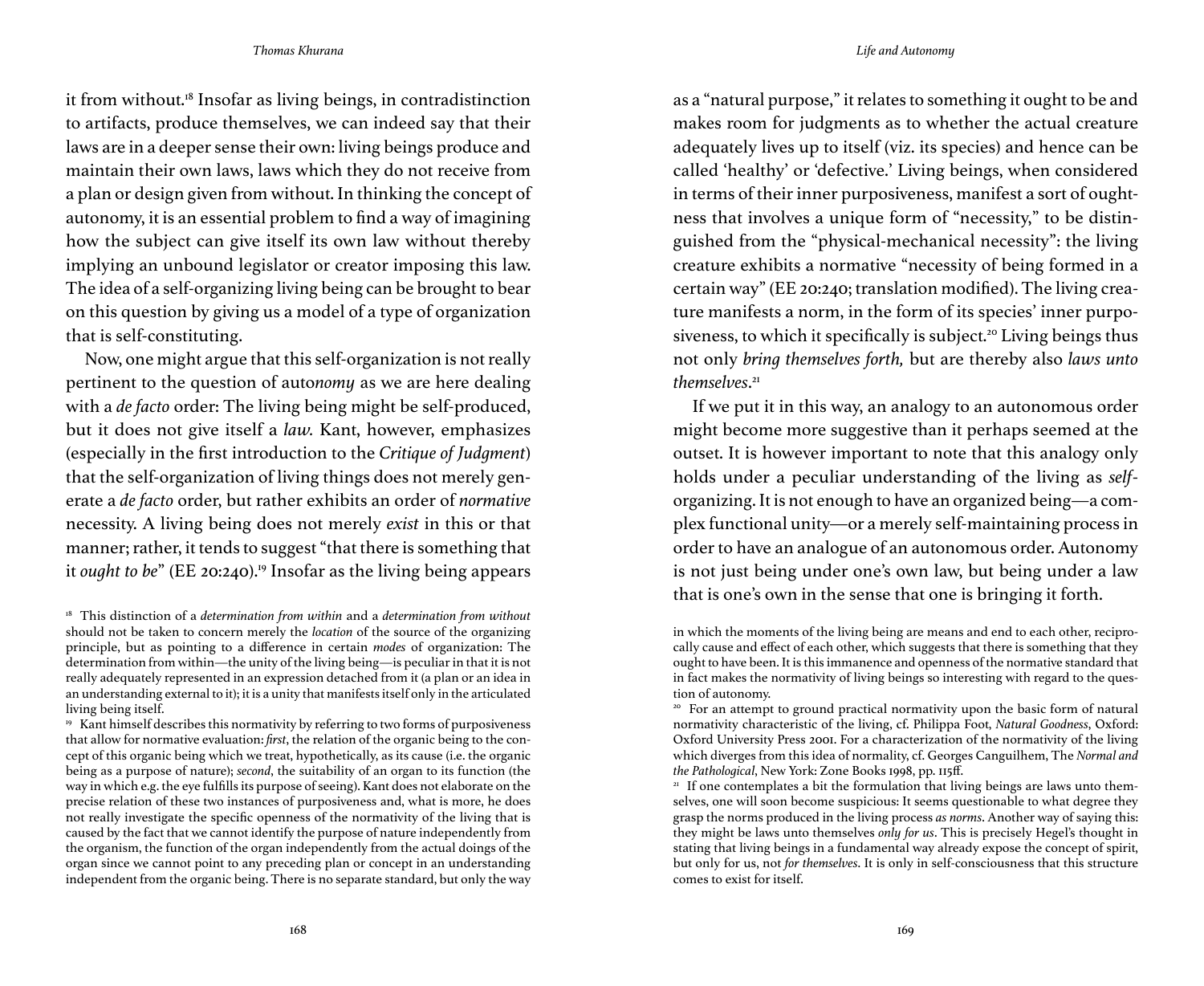it from without.[18] Insofar as living beings, in contradistinction to artifacts, produce themselves, we can indeed say that their laws are in a deeper sense their own: living beings produce and maintain their own laws, laws which they do not receive from a plan or design given from without. In thinking the concept of autonomy, it is an essential problem to find a way of imagining how the subject can give itself its own law without thereby implying an unbound legislator or creator imposing this law. The idea of a self-organizing living being can be brought to bear on this question by giving us a model of a type of organization that is self-constituting.

Now, one might argue that this self-organization is not really pertinent to the question of auto*nomy* as we are here dealing with a *de facto* order: The living being might be self-produced, but it does not give itself a *law.* Kant, however, emphasizes (especially in the first introduction to the *Critique of Judgment*) that the self-organization of living things does not merely generate a *de facto* order, but rather exhibits an order of *normative* necessity. A living being does not merely *exist* in this or that manner; rather, it tends to suggest "that there is something that it *ought to be*" (EE 20:240).[19] Insofar as the living being appears as a "natural purpose," it relates to something it ought to be and makes room for judgments as to whether the actual creature adequately lives up to itself (viz. its species) and hence can be called 'healthy' or 'defective.' Living beings, when considered in terms of their inner purposiveness, manifest a sort of oughtness that involves a unique form of "necessity," to be distinguished from the "physical-mechanical necessity": the living creature exhibits a normative "necessity of being formed in a certain way" (EE 20:240; translation modified). The living creature manifests a norm, in the form of its species' inner purposiveness, to which it specifically is subject.[20] Living beings thus not only *bring themselves forth,* but are thereby also *laws unto themselves*.[21]

If we put it in this way, an analogy to an autonomous order might become more suggestive than it perhaps seemed at the outset. It is however important to note that this analogy only holds under a peculiar understanding of the living as *self*-organizing. It is not enough to have an organized being—a complex functional unity—or a merely self-maintaining process in order to have an analogue of an autonomous order. Autonomy is not just being under one's own law, but being under a law that is one's own in the sense that one is bringing it forth.

[18] This distinction of a *determination from within* and a *determination from without* should not be taken to concern merely the *location* of the source of the organizing principle, but as pointing to a difference in certain *modes* of organization: The determination from within—the unity of the living being—is peculiar in that it is not really adequately represented in an expression detached from it (a plan or an idea in an understanding external to it); it is a unity that manifests itself only in the articulated living being itself.

[19] Kant himself describes this normativity by referring to two forms of purposiveness that allow for normative evaluation: *first*, the relation of the organic being to the concept of this organic being which we treat, hypothetically, as its cause (i.e. the organic being as a purpose of nature); *second*, the suitability of an organ to its function (the way in which e.g. the eye fulfills its purpose of seeing). Kant does not elaborate on the precise relation of these two instances of purposiveness and, what is more, he does not really investigate the specific openness of the normativity of the living that is caused by the fact that we cannot identify the purpose of nature independently from the organism, the function of the organ independently from the actual doings of the organ since we cannot point to any preceding plan or concept in an understanding independent from the organic being. There is no separate standard, but only the way in which the moments of the living being are means and end to each other, reciprocally cause and effect of each other, which suggests that there is something that they ought to have been. It is this immanence and openness of the normative standard that in fact makes the normativity of living beings so interesting with regard to the question of autonomy.

[20] For an attempt to ground practical normativity upon the basic form of natural normativity characteristic of the living, cf. Philippa Foot, *Natural Goodness*, Oxford: Oxford University Press 2001. For a characterization of the normativity of the living which diverges from this idea of normality, cf. Georges Canguilhem, The *Normal and the Pathological*, New York: Zone Books 1998, pp. 115ff.

[21] If one contemplates a bit the formulation that living beings are laws unto themselves, one will soon become suspicious: It seems questionable to what degree they grasp the norms produced in the living process *as norms*. Another way of saying this: they might be laws unto themselves *only for us*. This is precisely Hegel's thought in stating that living beings in a fundamental way already expose the concept of spirit, but only for us, not *for themselves*. It is only in self-consciousness that this structure comes to exist for itself.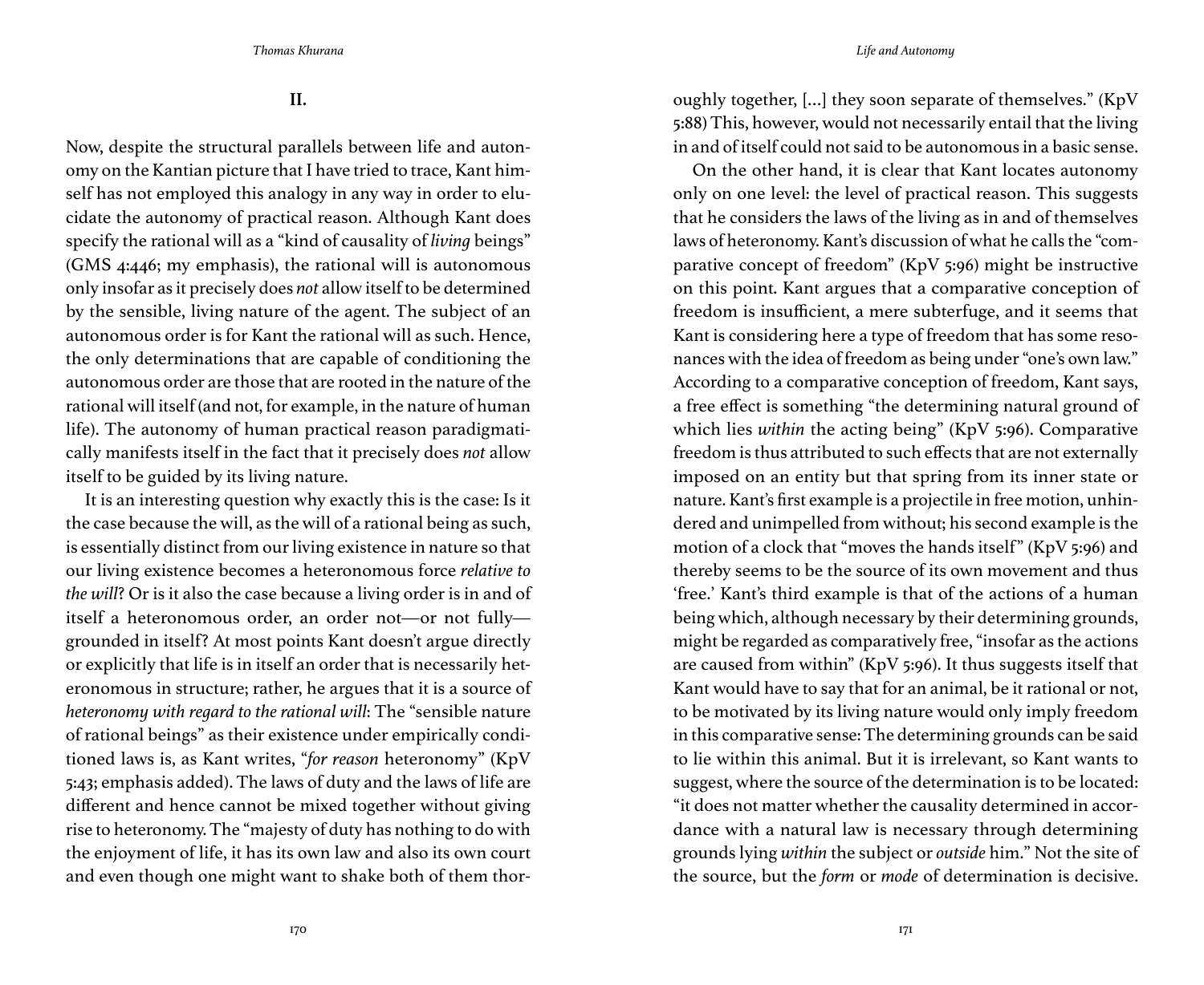## II.

Now, despite the structural parallels between life and autonomy on the Kantian picture that I have tried to trace, Kant himself has not employed this analogy in any way in order to elucidate the autonomy of practical reason. Although Kant does specify the rational will as a "kind of causality of *living* beings" (GMS 4:446; my emphasis), the rational will is autonomous only insofar as it precisely does *not* allow itself to be determined by the sensible, living nature of the agent. The subject of an autonomous order is for Kant the rational will as such. Hence, the only determinations that are capable of conditioning the autonomous order are those that are rooted in the nature of the rational will itself (and not, for example, in the nature of human life). The autonomy of human practical reason paradigmatically manifests itself in the fact that it precisely does *not* allow itself to be guided by its living nature.

It is an interesting question why exactly this is the case: Is it the case because the will, as the will of a rational being as such, is essentially distinct from our living existence in nature so that our living existence becomes a heteronomous force *relative to the will*? Or is it also the case because a living order is in and of itself a heteronomous order, an order not—or not fully—grounded in itself? At most points Kant doesn't argue directly or explicitly that life is in itself an order that is necessarily heteronomous in structure; rather, he argues that it is a source of *heteronomy with regard to the rational will*: The "sensible nature of rational beings" as their existence under empirically conditioned laws is, as Kant writes, "*for reason* heteronomy" (KpV 5:43; emphasis added). The laws of duty and the laws of life are different and hence cannot be mixed together without giving rise to heteronomy. The "majesty of duty has nothing to do with the enjoyment of life, it has its own law and also its own court and even though one might want to shake both of them thoroughly together, [...] they soon separate of themselves." (KpV 5:88) This, however, would not necessarily entail that the living in and of itself could not said to be autonomous in a basic sense.

On the other hand, it is clear that Kant locates autonomy only on one level: the level of practical reason. This suggests that he considers the laws of the living as in and of themselves laws of heteronomy. Kant's discussion of what he calls the "comparative concept of freedom" (KpV 5:96) might be instructive on this point. Kant argues that a comparative conception of freedom is insufficient, a mere subterfuge, and it seems that Kant is considering here a type of freedom that has some resonances with the idea of freedom as being under "one's own law." According to a comparative conception of freedom, Kant says, a free effect is something "the determining natural ground of which lies *within* the acting being" (KpV 5:96). Comparative freedom is thus attributed to such effects that are not externally imposed on an entity but that spring from its inner state or nature. Kant's first example is a projectile in free motion, unhindered and unimpelled from without; his second example is the motion of a clock that "moves the hands itself" (KpV 5:96) and thereby seems to be the source of its own movement and thus 'free.' Kant's third example is that of the actions of a human being which, although necessary by their determining grounds, might be regarded as comparatively free, "insofar as the actions are caused from within" (KpV 5:96). It thus suggests itself that Kant would have to say that for an animal, be it rational or not, to be motivated by its living nature would only imply freedom in this comparative sense: The determining grounds can be said to lie within this animal. But it is irrelevant, so Kant wants to suggest, where the source of the determination is to be located: "it does not matter whether the causality determined in accordance with a natural law is necessary through determining grounds lying *within* the subject or *outside* him." Not the site of the source, but the *form* or *mode* of determination is decisive.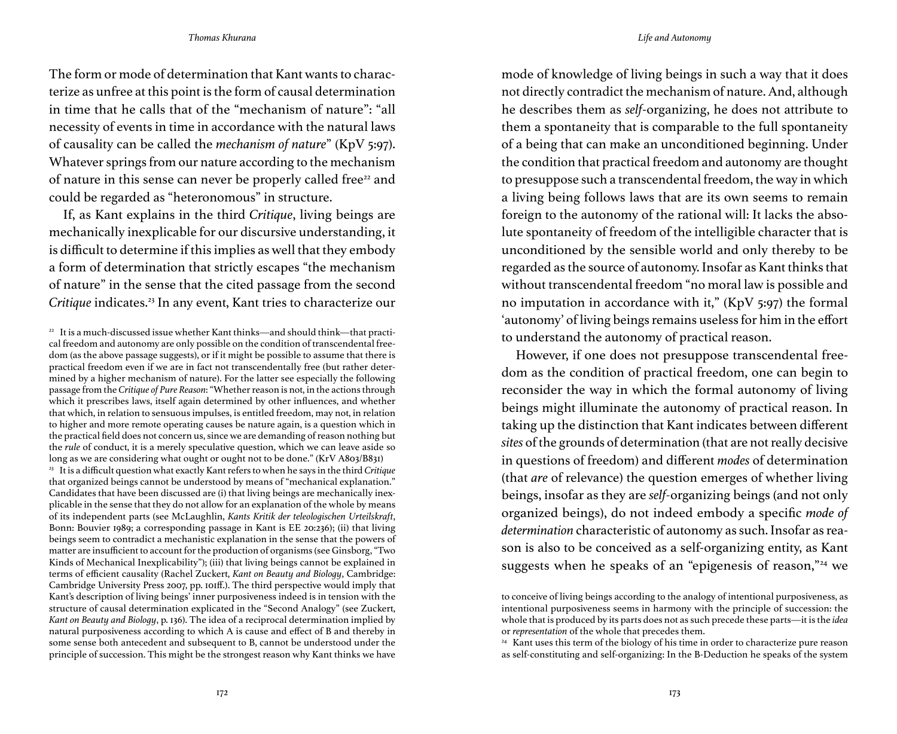The form or mode of determination that Kant wants to characterize as unfree at this point is the form of causal determination in time that he calls that of the "mechanism of nature": "all necessity of events in time in accordance with the natural laws of causality can be called the *mechanism of nature*" (KpV 5:97). Whatever springs from our nature according to the mechanism of nature in this sense can never be properly called free[22] and could be regarded as "heteronomous" in structure.

If, as Kant explains in the third *Critique*, living beings are mechanically inexplicable for our discursive understanding, it is difficult to determine if this implies as well that they embody a form of determination that strictly escapes "the mechanism of nature" in the sense that the cited passage from the second *Critique* indicates.[23] In any event, Kant tries to characterize our mode of knowledge of living beings in such a way that it does not directly contradict the mechanism of nature. And, although he describes them as *self*-organizing, he does not attribute to them a spontaneity that is comparable to the full spontaneity of a being that can make an unconditioned beginning. Under the condition that practical freedom and autonomy are thought to presuppose such a transcendental freedom, the way in which a living being follows laws that are its own seems to remain foreign to the autonomy of the rational will: It lacks the absolute spontaneity of freedom of the intelligible character that is unconditioned by the sensible world and only thereby to be regarded as the source of autonomy. Insofar as Kant thinks that without transcendental freedom "no moral law is possible and no imputation in accordance with it," (KpV 5:97) the formal 'autonomy' of living beings remains useless for him in the effort to understand the autonomy of practical reason.

However, if one does not presuppose transcendental freedom as the condition of practical freedom, one can begin to reconsider the way in which the formal autonomy of living beings might illuminate the autonomy of practical reason. In taking up the distinction that Kant indicates between different *sites* of the grounds of determination (that are not really decisive in questions of freedom) and different *modes* of determination (that *are* of relevance) the question emerges of whether living beings, insofar as they are *self*-organizing beings (and not only organized beings), do not indeed embody a specific *mode of determination* characteristic of autonomy as such. Insofar as reason is also to be conceived as a self-organizing entity, as Kant suggests when he speaks of an "epigenesis of reason,"[24] we

[22] It is a much-discussed issue whether Kant thinks—and should think—that practical freedom and autonomy are only possible on the condition of transcendental freedom (as the above passage suggests), or if it might be possible to assume that there is practical freedom even if we are in fact not transcendentally free (but rather determined by a higher mechanism of nature). For the latter see especially the following passage from the *Critique of Pure Reason*: "Whether reason is not, in the actions through which it prescribes laws, itself again determined by other influences, and whether that which, in relation to sensuous impulses, is entitled freedom, may not, in relation to higher and more remote operating causes be nature again, is a question which in the practical field does not concern us, since we are demanding of reason nothing but the *rule* of conduct, it is a merely speculative question, which we can leave aside so long as we are considering what ought or ought not to be done." (KrV A803/B831)

[23] It is a difficult question what exactly Kant refers to when he says in the third *Critique* that organized beings cannot be understood by means of "mechanical explanation." Candidates that have been discussed are (i) that living beings are mechanically inexplicable in the sense that they do not allow for an explanation of the whole by means of its independent parts (see McLaughlin, *Kants Kritik der teleologischen Urteilskraft*, Bonn: Bouvier 1989; a corresponding passage in Kant is EE 20:236); (ii) that living beings seem to contradict a mechanistic explanation in the sense that the powers of matter are insufficient to account for the production of organisms (see Ginsborg, "Two Kinds of Mechanical Inexplicability"); (iii) that living beings cannot be explained in terms of efficient causality (Rachel Zuckert, *Kant on Beauty and Biology*, Cambridge: Cambridge University Press 2007, pp. 101ff.). The third perspective would imply that Kant's description of living beings' inner purposiveness indeed is in tension with the structure of causal determination explicated in the "Second Analogy" (see Zuckert, *Kant on Beauty and Biology*, p. 136). The idea of a reciprocal determination implied by natural purposiveness according to which A is cause and effect of B and thereby in some sense both antecedent and subsequent to B, cannot be understood under the principle of succession. This might be the strongest reason why Kant thinks we have to conceive of living beings according to the analogy of intentional purposiveness, as intentional purposiveness seems in harmony with the principle of succession: the whole that is produced by its parts does not as such precede these parts—it is the *idea* or *representation* of the whole that precedes them.

[24] Kant uses this term of the biology of his time in order to characterize pure reason as self-constituting and self-organizing: In the B-Deduction he speaks of the system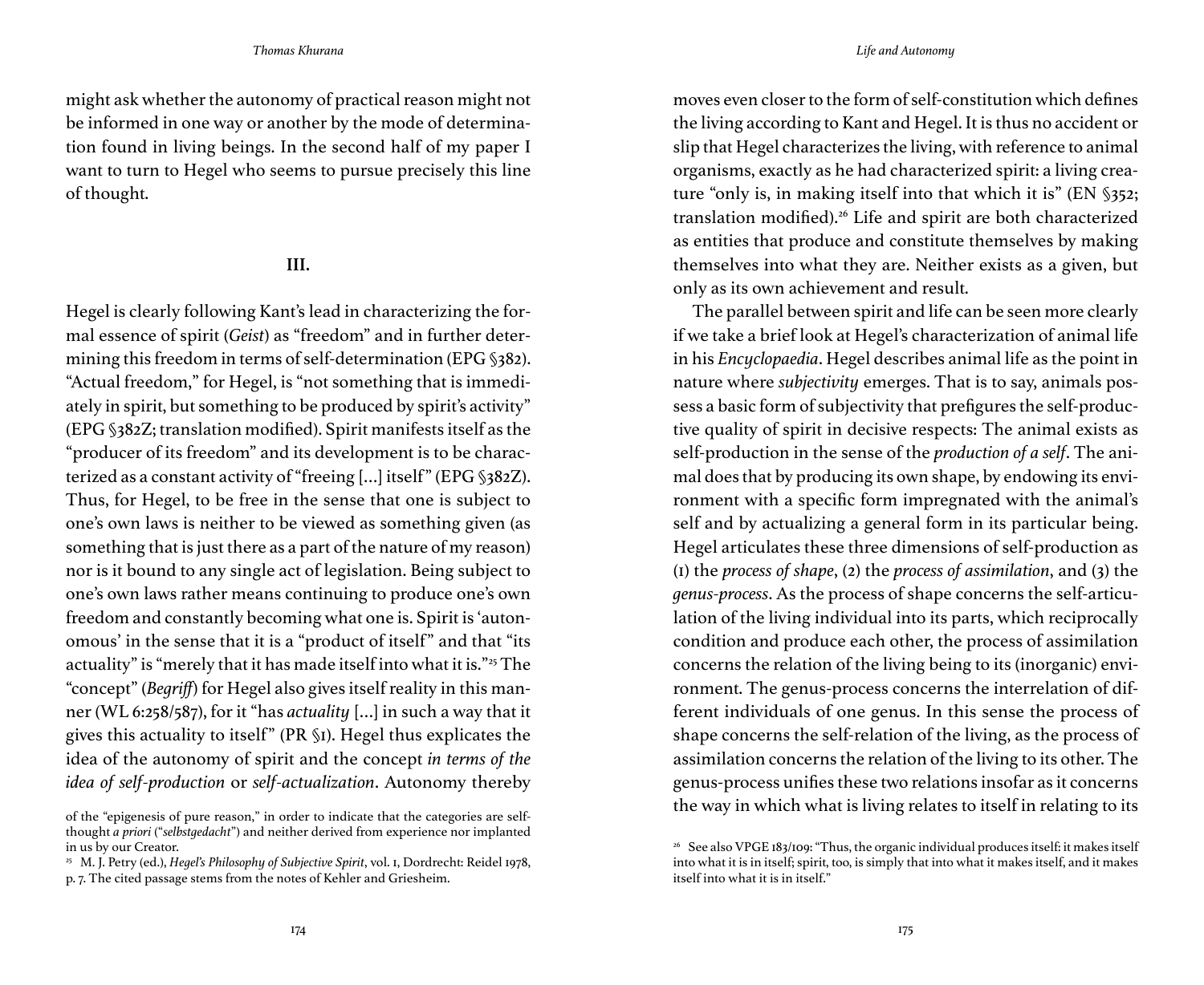might ask whether the autonomy of practical reason might not be informed in one way or another by the mode of determination found in living beings. In the second half of my paper I want to turn to Hegel who seems to pursue precisely this line of thought.

### III.

Hegel is clearly following Kant's lead in characterizing the formal essence of spirit (*Geist*) as "freedom" and in further determining this freedom in terms of self-determination (EPG §382). "Actual freedom," for Hegel, is "not something that is immediately in spirit, but something to be produced by spirit's activity" (EPG §382Z; translation modified). Spirit manifests itself as the "producer of its freedom" and its development is to be characterized as a constant activity of "freeing […] itself" (EPG §382Z). Thus, for Hegel, to be free in the sense that one is subject to one's own laws is neither to be viewed as something given (as something that is just there as a part of the nature of my reason) nor is it bound to any single act of legislation. Being subject to one's own laws rather means continuing to produce one's own freedom and constantly becoming what one is. Spirit is 'autonomous' in the sense that it is a "product of itself" and that "its actuality" is "merely that it has made itself into what it is."[25] The "concept" (*Begriff*) for Hegel also gives itself reality in this manner (WL 6:258/587), for it "has *actuality* […] in such a way that it gives this actuality to itself" (PR §1). Hegel thus explicates the idea of the autonomy of spirit and the concept *in terms of the idea of self-production* or *self-actualization*. Autonomy thereby moves even closer to the form of self-constitution which defines the living according to Kant and Hegel. It is thus no accident or slip that Hegel characterizes the living, with reference to animal organisms, exactly as he had characterized spirit: a living creature "only is, in making itself into that which it is" (EN §352; translation modified).[26] Life and spirit are both characterized as entities that produce and constitute themselves by making themselves into what they are. Neither exists as a given, but only as its own achievement and result.

The parallel between spirit and life can be seen more clearly if we take a brief look at Hegel's characterization of animal life in his *Encyclopaedia*. Hegel describes animal life as the point in nature where *subjectivity* emerges. That is to say, animals possess a basic form of subjectivity that prefigures the self-productive quality of spirit in decisive respects: The animal exists as self-production in the sense of the *production of a self*. The animal does that by producing its own shape, by endowing its environment with a specific form impregnated with the animal's self and by actualizing a general form in its particular being. Hegel articulates these three dimensions of self-production as (1) the *process of shape*, (2) the *process of assimilation*, and (3) the *genus-process*. As the process of shape concerns the self-articulation of the living individual into its parts, which reciprocally condition and produce each other, the process of assimilation concerns the relation of the living being to its (inorganic) environment. The genus-process concerns the interrelation of different individuals of one genus. In this sense the process of shape concerns the self-relation of the living, as the process of assimilation concerns the relation of the living to its other. The genus-process unifies these two relations insofar as it concerns the way in which what is living relates to itself in relating to its

---

of the "epigenesis of pure reason," in order to indicate that the categories are self-thought *a priori* ("*selbstgedacht*") and neither derived from experience nor implanted in us by our Creator.

[25] M. J. Petry (ed.), *Hegel's Philosophy of Subjective Spirit*, vol. 1, Dordrecht: Reidel 1978, p. 7. The cited passage stems from the notes of Kehler and Griesheim.

[26] See also VPGE 183/109: "Thus, the organic individual produces itself: it makes itself into what it is in itself; spirit, too, is simply that into what it makes itself, and it makes itself into what it is in itself."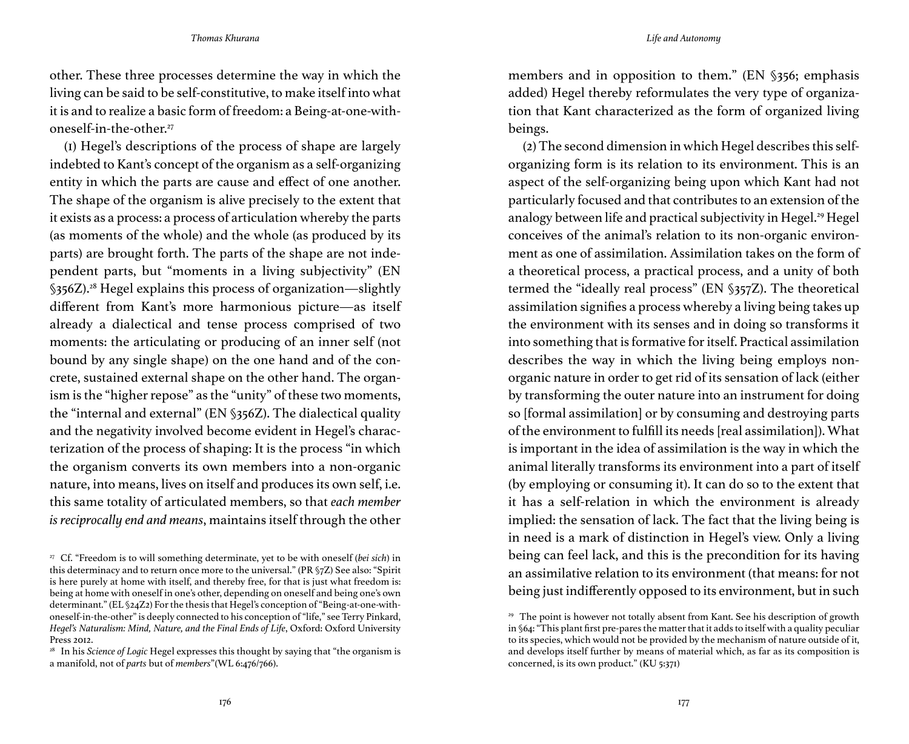other. These three processes determine the way in which the living can be said to be self-constitutive, to make itself into what it is and to realize a basic form of freedom: a Being-at-one-with-oneself-in-the-other.[27]

(1) Hegel's descriptions of the process of shape are largely indebted to Kant's concept of the organism as a self-organizing entity in which the parts are cause and effect of one another. The shape of the organism is alive precisely to the extent that it exists as a process: a process of articulation whereby the parts (as moments of the whole) and the whole (as produced by its parts) are brought forth. The parts of the shape are not independent parts, but "moments in a living subjectivity" (EN §356Z).[28] Hegel explains this process of organization—slightly different from Kant's more harmonious picture—as itself already a dialectical and tense process comprised of two moments: the articulating or producing of an inner self (not bound by any single shape) on the one hand and of the concrete, sustained external shape on the other hand. The organism is the "higher repose" as the "unity" of these two moments, the "internal and external" (EN §356Z). The dialectical quality and the negativity involved become evident in Hegel's characterization of the process of shaping: It is the process "in which the organism converts its own members into a non-organic nature, into means, lives on itself and produces its own self, i.e. this same totality of articulated members, so that *each member is reciprocally end and means*, maintains itself through the other members and in opposition to them." (EN §356; emphasis added) Hegel thereby reformulates the very type of organization that Kant characterized as the form of organized living beings.

(2) The second dimension in which Hegel describes this self-organizing form is its relation to its environment. This is an aspect of the self-organizing being upon which Kant had not particularly focused and that contributes to an extension of the analogy between life and practical subjectivity in Hegel.[29] Hegel conceives of the animal's relation to its non-organic environment as one of assimilation. Assimilation takes on the form of a theoretical process, a practical process, and a unity of both termed the "ideally real process" (EN §357Z). The theoretical assimilation signifies a process whereby a living being takes up the environment with its senses and in doing so transforms it into something that is formative for itself. Practical assimilation describes the way in which the living being employs non-organic nature in order to get rid of its sensation of lack (either by transforming the outer nature into an instrument for doing so [formal assimilation] or by consuming and destroying parts of the environment to fulfill its needs [real assimilation]). What is important in the idea of assimilation is the way in which the animal literally transforms its environment into a part of itself (by employing or consuming it). It can do so to the extent that it has a self-relation in which the environment is already implied: the sensation of lack. The fact that the living being is in need is a mark of distinction in Hegel's view. Only a living being can feel lack, and this is the precondition for its having an assimilative relation to its environment (that means: for not being just indifferently opposed to its environment, but in such

---

[27] Cf. "Freedom is to will something determinate, yet to be with oneself (*bei sich*) in this determinacy and to return once more to the universal." (PR §7Z) See also: "Spirit is here purely at home with itself, and thereby free, for that is just what freedom is: being at home with oneself in one's other, depending on oneself and being one's own determinant." (EL §24Z2) For the thesis that Hegel's conception of "Being-at-one-with-oneself-in-the-other" is deeply connected to his conception of "life," see Terry Pinkard, *Hegel's Naturalism: Mind, Nature, and the Final Ends of Life*, Oxford: Oxford University Press 2012.

[28] In his *Science of Logic* Hegel expresses this thought by saying that "the organism is a manifold, not of *parts* but of *members*" (WL 6:476/766).

[29] The point is however not totally absent from Kant. See his description of growth in §64: "This plant first pre-pares the matter that it adds to itself with a quality peculiar to its species, which would not be provided by the mechanism of nature outside of it, and develops itself further by means of material which, as far as its composition is concerned, is its own product." (KU 5:371)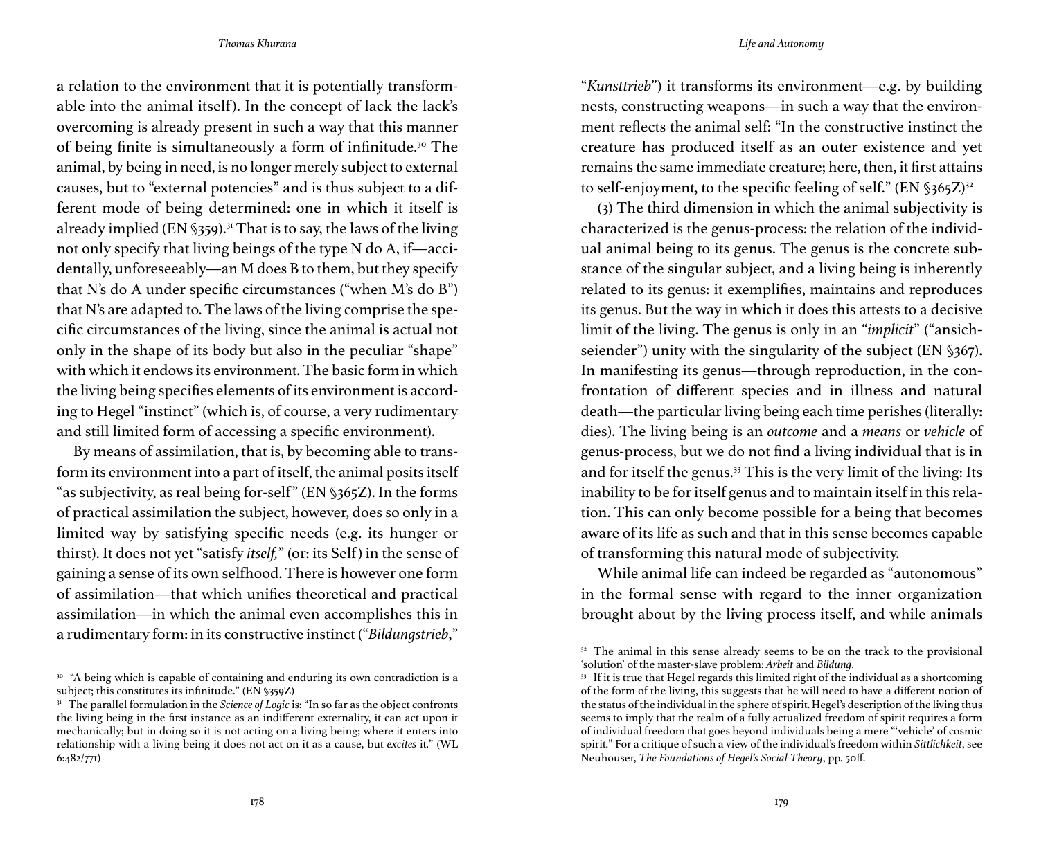a relation to the environment that it is potentially transformable into the animal itself). In the concept of lack the lack's overcoming is already present in such a way that this manner of being finite is simultaneously a form of infinitude.[30] The animal, by being in need, is no longer merely subject to external causes, but to "external potencies" and is thus subject to a different mode of being determined: one in which it itself is already implied (EN §359).[31] That is to say, the laws of the living not only specify that living beings of the type N do A, if—accidentally, unforeseeably—an M does B to them, but they specify that N's do A under specific circumstances ("when M's do B") that N's are adapted to. The laws of the living comprise the specific circumstances of the living, since the animal is actual not only in the shape of its body but also in the peculiar "shape" with which it endows its environment. The basic form in which the living being specifies elements of its environment is according to Hegel "instinct" (which is, of course, a very rudimentary and still limited form of accessing a specific environment).

By means of assimilation, that is, by becoming able to transform its environment into a part of itself, the animal posits itself "as subjectivity, as real being for-self" (EN §365Z). In the forms of practical assimilation the subject, however, does so only in a limited way by satisfying specific needs (e.g. its hunger or thirst). It does not yet "satisfy *itself,*" (or: its Self) in the sense of gaining a sense of its own selfhood. There is however one form of assimilation—that which unifies theoretical and practical assimilation—in which the animal even accomplishes this in a rudimentary form: in its constructive instinct ("*Bildungstrieb*," "*Kunsttrieb*") it transforms its environment—e.g. by building nests, constructing weapons—in such a way that the environment reflects the animal self: "In the constructive instinct the creature has produced itself as an outer existence and yet remains the same immediate creature; here, then, it first attains to self-enjoyment, to the specific feeling of self." (EN §365Z)[32]

(3) The third dimension in which the animal subjectivity is characterized is the genus-process: the relation of the individual animal being to its genus. The genus is the concrete substance of the singular subject, and a living being is inherently related to its genus: it exemplifies, maintains and reproduces its genus. But the way in which it does this attests to a decisive limit of the living. The genus is only in an "*implicit*" ("ansichseiender") unity with the singularity of the subject (EN §367). In manifesting its genus—through reproduction, in the confrontation of different species and in illness and natural death—the particular living being each time perishes (literally: dies). The living being is an *outcome* and a *means* or *vehicle* of genus-process, but we do not find a living individual that is in and for itself the genus.[33] This is the very limit of the living: Its inability to be for itself genus and to maintain itself in this relation. This can only become possible for a being that becomes aware of its life as such and that in this sense becomes capable of transforming this natural mode of subjectivity.

While animal life can indeed be regarded as "autonomous" in the formal sense with regard to the inner organization brought about by the living process itself, and while animals

---

[30] "A being which is capable of containing and enduring its own contradiction is a subject; this constitutes its infinitude." (EN §359Z)

[31] The parallel formulation in the *Science of Logic* is: "In so far as the object confronts the living being in the first instance as an indifferent externality, it can act upon it mechanically; but in doing so it is not acting on a living being; where it enters into relationship with a living being it does not act on it as a cause, but *excites* it." (WL 6:482/771)

[32] The animal in this sense already seems to be on the track to the provisional 'solution' of the master-slave problem: *Arbeit* and *Bildung*.

[33] If it is true that Hegel regards this limited right of the individual as a shortcoming of the form of the living, this suggests that he will need to have a different notion of the status of the individual in the sphere of spirit. Hegel's description of the living thus seems to imply that the realm of a fully actualized freedom of spirit requires a form of individual freedom that goes beyond individuals being a mere "'vehicle' of cosmic spirit." For a critique of such a view of the individual's freedom within *Sittlichkeit*, see Neuhouser, *The Foundations of Hegel's Social Theory*, pp. 50ff.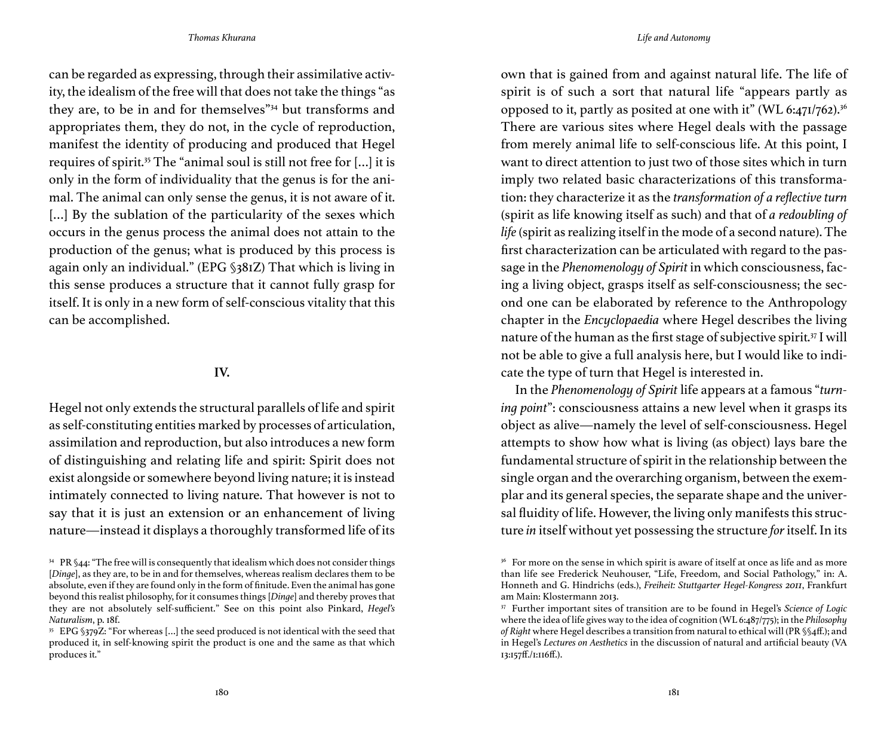can be regarded as expressing, through their assimilative activity, the idealism of the free will that does not take the things "as they are, to be in and for themselves"[34] but transforms and appropriates them, they do not, in the cycle of reproduction, manifest the identity of producing and produced that Hegel requires of spirit.[35] The "animal soul is still not free for [...] it is only in the form of individuality that the genus is for the animal. The animal can only sense the genus, it is not aware of it. [...] By the sublation of the particularity of the sexes which occurs in the genus process the animal does not attain to the production of the genus; what is produced by this process is again only an individual." (EPG §381Z) That which is living in this sense produces a structure that it cannot fully grasp for itself. It is only in a new form of self-conscious vitality that this can be accomplished.

## IV.

Hegel not only extends the structural parallels of life and spirit as self-constituting entities marked by processes of articulation, assimilation and reproduction, but also introduces a new form of distinguishing and relating life and spirit: Spirit does not exist alongside or somewhere beyond living nature; it is instead intimately connected to living nature. That however is not to say that it is just an extension or an enhancement of living nature—instead it displays a thoroughly transformed life of its own that is gained from and against natural life. The life of spirit is of such a sort that natural life "appears partly as opposed to it, partly as posited at one with it" (WL 6:471/762).[36] There are various sites where Hegel deals with the passage from merely animal life to self-conscious life. At this point, I want to direct attention to just two of those sites which in turn imply two related basic characterizations of this transformation: they characterize it as the *transformation of a reflective turn* (spirit as life knowing itself as such) and that of *a redoubling of life* (spirit as realizing itself in the mode of a second nature). The first characterization can be articulated with regard to the passage in the *Phenomenology of Spirit* in which consciousness, facing a living object, grasps itself as self-consciousness; the second one can be elaborated by reference to the Anthropology chapter in the *Encyclopaedia* where Hegel describes the living nature of the human as the first stage of subjective spirit.[37] I will not be able to give a full analysis here, but I would like to indicate the type of turn that Hegel is interested in.

In the *Phenomenology of Spirit* life appears at a famous "*turning point*": consciousness attains a new level when it grasps its object as alive—namely the level of self-consciousness. Hegel attempts to show how what is living (as object) lays bare the fundamental structure of spirit in the relationship between the single organ and the overarching organism, between the exemplar and its general species, the separate shape and the universal fluidity of life. However, the living only manifests this structure *in* itself without yet possessing the structure *for* itself. In its

---

[34] PR §44: "The free will is consequently that idealism which does not consider things [*Dinge*], as they are, to be in and for themselves, whereas realism declares them to be absolute, even if they are found only in the form of finitude. Even the animal has gone beyond this realist philosophy, for it consumes things [*Dinge*] and thereby proves that they are not absolutely self-sufficient." See on this point also Pinkard, *Hegel's Naturalism*, p. 18f.

[35] EPG §379Z: "For whereas [...] the seed produced is not identical with the seed that produced it, in self-knowing spirit the product is one and the same as that which produces it."

[36] For more on the sense in which spirit is aware of itself at once as life and as more than life see Frederick Neuhouser, "Life, Freedom, and Social Pathology," in: A. Honneth and G. Hindrichs (eds.), *Freiheit: Stuttgarter Hegel-Kongress 2011*, Frankfurt am Main: Klostermann 2013.

[37] Further important sites of transition are to be found in Hegel's *Science of Logic* where the idea of life gives way to the idea of cognition (WL 6:487/775); in the *Philosophy of Right* where Hegel describes a transition from natural to ethical will (PR §§4ff.); and in Hegel's *Lectures on Aesthetics* in the discussion of natural and artificial beauty (VA 13:157ff./1:116ff.).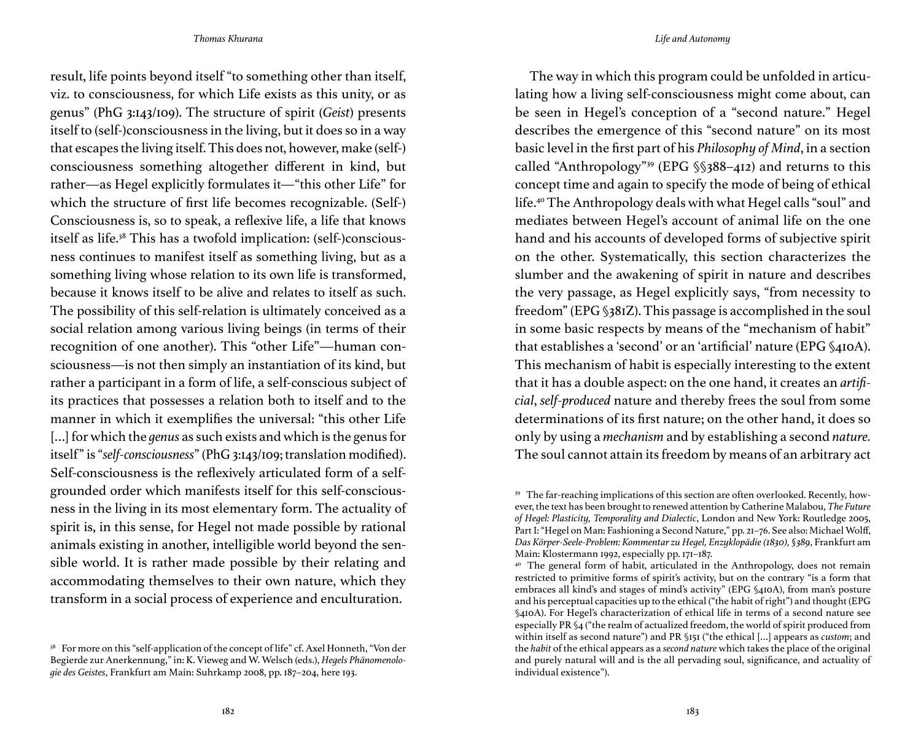result, life points beyond itself "to something other than itself, viz. to consciousness, for which Life exists as this unity, or as genus" (PhG 3:143/109). The structure of spirit (*Geist*) presents itself to (self-)consciousness in the living, but it does so in a way that escapes the living itself. This does not, however, make (self-) consciousness something altogether different in kind, but rather—as Hegel explicitly formulates it—"this other Life" for which the structure of first life becomes recognizable. (Self-) Consciousness is, so to speak, a reflexive life, a life that knows itself as life.[38] This has a twofold implication: (self-)consciousness continues to manifest itself as something living, but as a something living whose relation to its own life is transformed, because it knows itself to be alive and relates to itself as such. The possibility of this self-relation is ultimately conceived as a social relation among various living beings (in terms of their recognition of one another). This "other Life"—human consciousness—is not then simply an instantiation of its kind, but rather a participant in a form of life, a self-conscious subject of its practices that possesses a relation both to itself and to the manner in which it exemplifies the universal: "this other Life [...] for which the *genus* as such exists and which is the genus for itself" is "*self-consciousness*" (PhG 3:143/109; translation modified). Self-consciousness is the reflexively articulated form of a self-grounded order which manifests itself for this self-consciousness in the living in its most elementary form. The actuality of spirit is, in this sense, for Hegel not made possible by rational animals existing in another, intelligible world beyond the sensible world. It is rather made possible by their relating and accommodating themselves to their own nature, which they transform in a social process of experience and enculturation.

[38] For more on this "self-application of the concept of life" cf. Axel Honneth, "Von der Begierde zur Anerkennung," in: K. Vieweg and W. Welsch (eds.), *Hegels Phänomenologie des Geistes*, Frankfurt am Main: Suhrkamp 2008, pp. 187–204, here 193.

The way in which this program could be unfolded in articulating how a living self-consciousness might come about, can be seen in Hegel's conception of a "second nature." Hegel describes the emergence of this "second nature" on its most basic level in the first part of his *Philosophy of Mind*, in a section called "Anthropology"[39] (EPG §§388–412) and returns to this concept time and again to specify the mode of being of ethical life.[40] The Anthropology deals with what Hegel calls "soul" and mediates between Hegel's account of animal life on the one hand and his accounts of developed forms of subjective spirit on the other. Systematically, this section characterizes the slumber and the awakening of spirit in nature and describes the very passage, as Hegel explicitly says, "from necessity to freedom" (EPG §381Z). This passage is accomplished in the soul in some basic respects by means of the "mechanism of habit" that establishes a 'second' or an 'artificial' nature (EPG §410A). This mechanism of habit is especially interesting to the extent that it has a double aspect: on the one hand, it creates an *artificial*, *self-produced* nature and thereby frees the soul from some determinations of its first nature; on the other hand, it does so only by using a *mechanism* and by establishing a second *nature*. The soul cannot attain its freedom by means of an arbitrary act

[39] The far-reaching implications of this section are often overlooked. Recently, however, the text has been brought to renewed attention by Catherine Malabou, *The Future of Hegel: Plasticity, Temporality and Dialectic*, London and New York: Routledge 2005, Part I: "Hegel on Man: Fashioning a Second Nature," pp. 21–76. See also: Michael Wolff, *Das Körper-Seele-Problem: Kommentar zu Hegel, Enzyklopädie (1830), §389*, Frankfurt am Main: Klostermann 1992, especially pp. 171–187.

[40] The general form of habit, articulated in the Anthropology, does not remain restricted to primitive forms of spirit's activity, but on the contrary "is a form that embraces all kind's and stages of mind's activity" (EPG §410A), from man's posture and his perceptual capacities up to the ethical ("the habit of right") and thought (EPG §410A). For Hegel's characterization of ethical life in terms of a second nature see especially PR §4 ("the realm of actualized freedom, the world of spirit produced from within itself as second nature") and PR §151 ("the ethical [...] appears as *custom*; and the *habit* of the ethical appears as a *second nature* which takes the place of the original and purely natural will and is the all pervading soul, significance, and actuality of individual existence").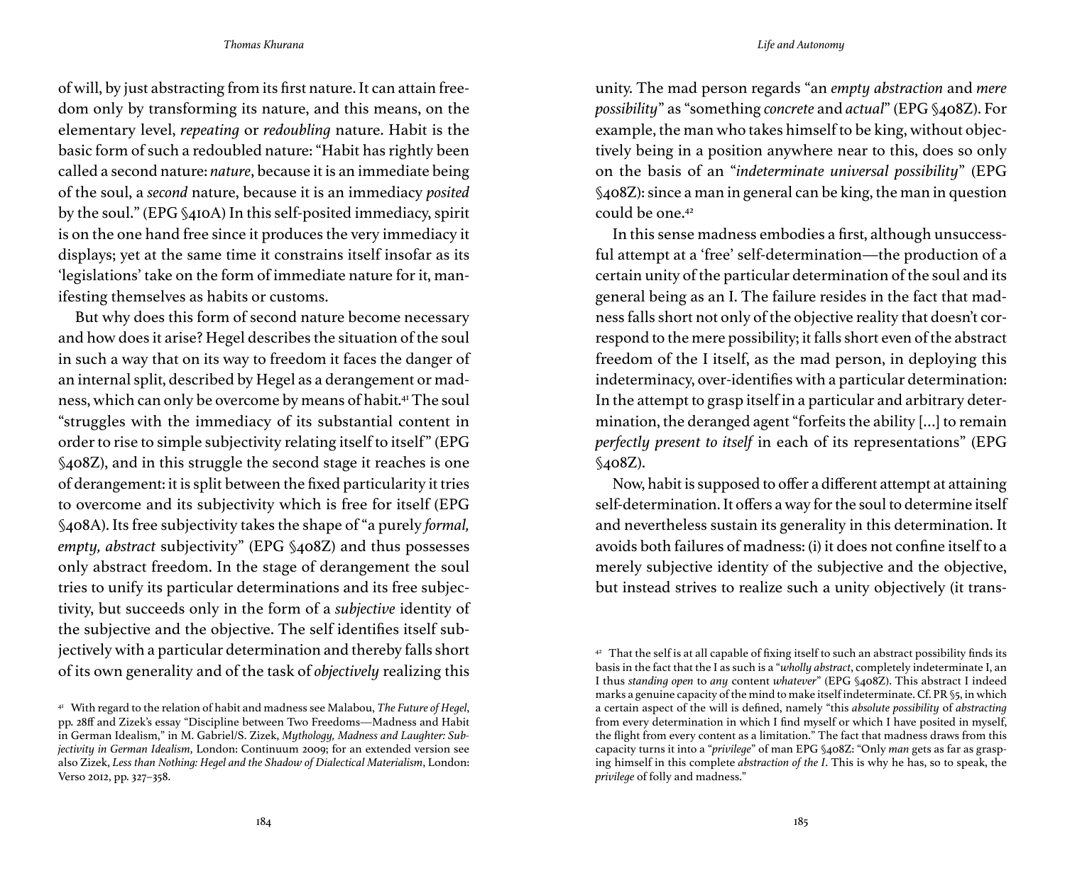of will, by just abstracting from its first nature. It can attain freedom only by transforming its nature, and this means, on the elementary level, *repeating* or *redoubling* nature. Habit is the basic form of such a redoubled nature: "Habit has rightly been called a second nature: *nature*, because it is an immediate being of the soul, a *second* nature, because it is an immediacy *posited* by the soul." (EPG §410A) In this self-posited immediacy, spirit is on the one hand free since it produces the very immediacy it displays; yet at the same time it constrains itself insofar as its 'legislations' take on the form of immediate nature for it, manifesting themselves as habits or customs.

But why does this form of second nature become necessary and how does it arise? Hegel describes the situation of the soul in such a way that on its way to freedom it faces the danger of an internal split, described by Hegel as a derangement or madness, which can only be overcome by means of habit.[41] The soul "struggles with the immediacy of its substantial content in order to rise to simple subjectivity relating itself to itself" (EPG §408Z), and in this struggle the second stage it reaches is one of derangement: it is split between the fixed particularity it tries to overcome and its subjectivity which is free for itself (EPG §408A). Its free subjectivity takes the shape of "a purely *formal, empty, abstract* subjectivity" (EPG §408Z) and thus possesses only abstract freedom. In the stage of derangement the soul tries to unify its particular determinations and its free subjectivity, but succeeds only in the form of a *subjective* identity of the subjective and the objective. The self identifies itself subjectively with a particular determination and thereby falls short of its own generality and of the task of *objectively* realizing this unity. The mad person regards "an *empty abstraction* and *mere possibility*" as "something *concrete* and *actual*" (EPG §408Z). For example, the man who takes himself to be king, without objectively being in a position anywhere near to this, does so only on the basis of an "*indeterminate universal possibility*" (EPG §408Z): since a man in general can be king, the man in question could be one.[42]

In this sense madness embodies a first, although unsuccessful attempt at a 'free' self-determination—the production of a certain unity of the particular determination of the soul and its general being as an I. The failure resides in the fact that madness falls short not only of the objective reality that doesn't correspond to the mere possibility; it falls short even of the abstract freedom of the I itself, as the mad person, in deploying this indeterminacy, over-identifies with a particular determination: In the attempt to grasp itself in a particular and arbitrary determination, the deranged agent "forfeits the ability […] to remain *perfectly present to itself* in each of its representations" (EPG §408Z).

Now, habit is supposed to offer a different attempt at attaining self-determination. It offers a way for the soul to determine itself and nevertheless sustain its generality in this determination. It avoids both failures of madness: (i) it does not confine itself to a merely subjective identity of the subjective and the objective, but instead strives to realize such a unity objectively (it trans-

---

[41] With regard to the relation of habit and madness see Malabou, *The Future of Hegel*, pp. 28ff and Zizek's essay "Discipline between Two Freedoms—Madness and Habit in German Idealism," in M. Gabriel/S. Zizek, *Mythology, Madness and Laughter: Subjectivity in German Idealism*, London: Continuum 2009; for an extended version see also Zizek, *Less than Nothing: Hegel and the Shadow of Dialectical Materialism*, London: Verso 2012, pp. 327–358.

[42] That the self is at all capable of fixing itself to such an abstract possibility finds its basis in the fact that the I as such is a "*wholly abstract*, completely indeterminate I, an I thus *standing open* to *any* content *whatever*" (EPG §408Z). This abstract I indeed marks a genuine capacity of the mind to make itself indeterminate. Cf. PR §5, in which a certain aspect of the will is defined, namely "this *absolute possibility* of *abstracting* from every determination in which I find myself or which I have posited in myself, the flight from every content as a limitation." The fact that madness draws from this capacity turns it into a "*privilege*" of man EPG §408Z: "Only *man* gets as far as grasping himself in this complete *abstraction of the I*. This is why he has, so to speak, the *privilege* of folly and madness."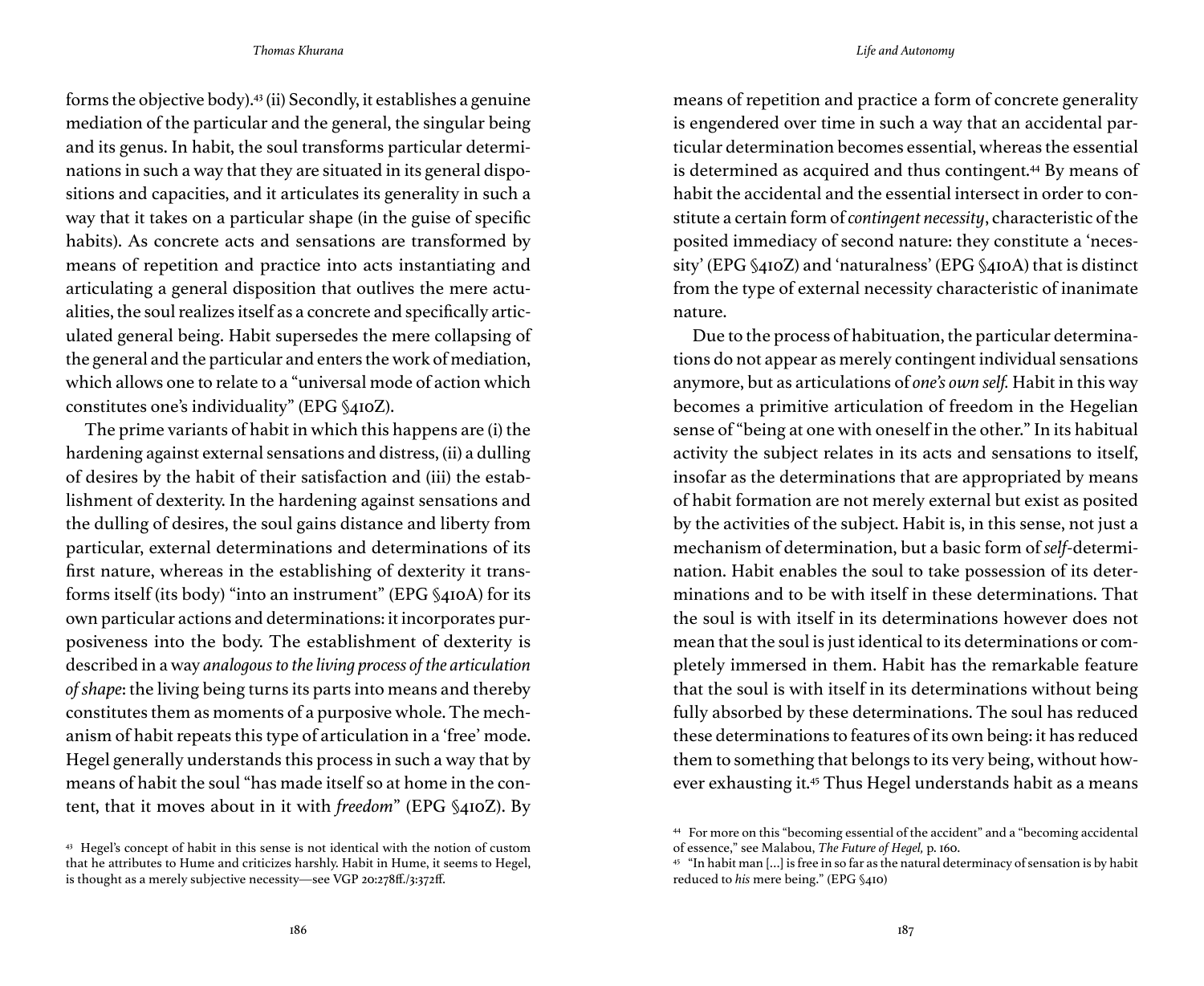forms the objective body).[43] (ii) Secondly, it establishes a genuine mediation of the particular and the general, the singular being and its genus. In habit, the soul transforms particular determinations in such a way that they are situated in its general dispositions and capacities, and it articulates its generality in such a way that it takes on a particular shape (in the guise of specific habits). As concrete acts and sensations are transformed by means of repetition and practice into acts instantiating and articulating a general disposition that outlives the mere actualities, the soul realizes itself as a concrete and specifically articulated general being. Habit supersedes the mere collapsing of the general and the particular and enters the work of mediation, which allows one to relate to a "universal mode of action which constitutes one's individuality" (EPG §410Z).

The prime variants of habit in which this happens are (i) the hardening against external sensations and distress, (ii) a dulling of desires by the habit of their satisfaction and (iii) the establishment of dexterity. In the hardening against sensations and the dulling of desires, the soul gains distance and liberty from particular, external determinations and determinations of its first nature, whereas in the establishing of dexterity it transforms itself (its body) "into an instrument" (EPG §410A) for its own particular actions and determinations: it incorporates purposiveness into the body. The establishment of dexterity is described in a way *analogous to the living process of the articulation of shape*: the living being turns its parts into means and thereby constitutes them as moments of a purposive whole. The mechanism of habit repeats this type of articulation in a 'free' mode. Hegel generally understands this process in such a way that by means of habit the soul "has made itself so at home in the content, that it moves about in it with *freedom*" (EPG §410Z). By means of repetition and practice a form of concrete generality is engendered over time in such a way that an accidental particular determination becomes essential, whereas the essential is determined as acquired and thus contingent.[44] By means of habit the accidental and the essential intersect in order to constitute a certain form of *contingent necessity*, characteristic of the posited immediacy of second nature: they constitute a 'necessity' (EPG §410Z) and 'naturalness' (EPG §410A) that is distinct from the type of external necessity characteristic of inanimate nature.

Due to the process of habituation, the particular determinations do not appear as merely contingent individual sensations anymore, but as articulations of *one's own self.* Habit in this way becomes a primitive articulation of freedom in the Hegelian sense of "being at one with oneself in the other." In its habitual activity the subject relates in its acts and sensations to itself, insofar as the determinations that are appropriated by means of habit formation are not merely external but exist as posited by the activities of the subject. Habit is, in this sense, not just a mechanism of determination, but a basic form of *self*-determination. Habit enables the soul to take possession of its determinations and to be with itself in these determinations. That the soul is with itself in its determinations however does not mean that the soul is just identical to its determinations or completely immersed in them. Habit has the remarkable feature that the soul is with itself in its determinations without being fully absorbed by these determinations. The soul has reduced these determinations to features of its own being: it has reduced them to something that belongs to its very being, without however exhausting it.[45] Thus Hegel understands habit as a means

[43] Hegel's concept of habit in this sense is not identical with the notion of custom that he attributes to Hume and criticizes harshly. Habit in Hume, it seems to Hegel, is thought as a merely subjective necessity—see VGP 20:278ff./3:372ff.

[44] For more on this "becoming essential of the accident" and a "becoming accidental of essence," see Malabou, *The Future of Hegel,* p. 160.

[45] "In habit man […] is free in so far as the natural determinacy of sensation is by habit reduced to *his* mere being." (EPG §410)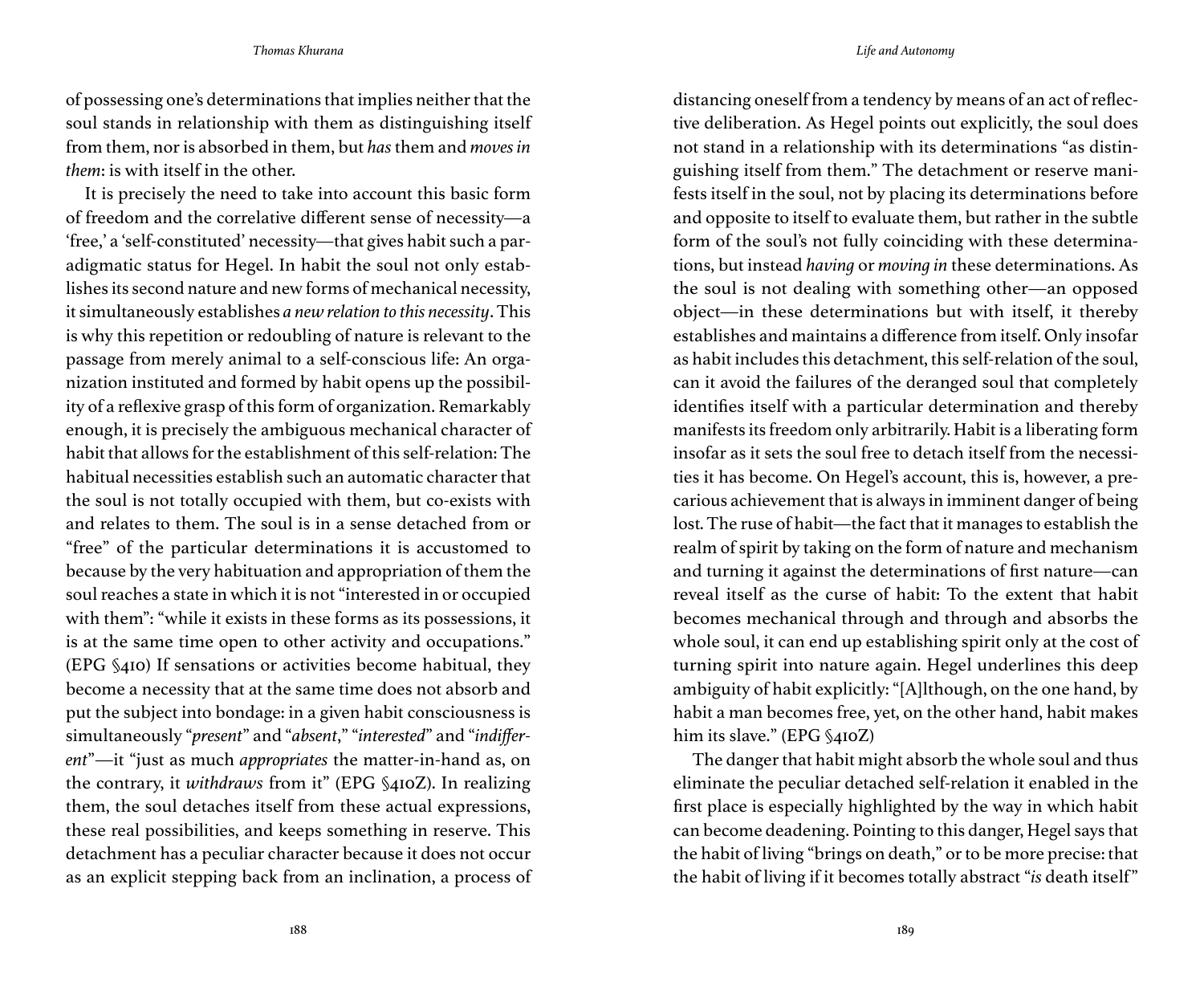of possessing one's determinations that implies neither that the soul stands in relationship with them as distinguishing itself from them, nor is absorbed in them, but *has* them and *moves in them*: is with itself in the other.

It is precisely the need to take into account this basic form of freedom and the correlative different sense of necessity—a 'free,' a 'self-constituted' necessity—that gives habit such a paradigmatic status for Hegel. In habit the soul not only establishes its second nature and new forms of mechanical necessity, it simultaneously establishes *a new relation to this necessity*. This is why this repetition or redoubling of nature is relevant to the passage from merely animal to a self-conscious life: An organization instituted and formed by habit opens up the possibility of a reflexive grasp of this form of organization. Remarkably enough, it is precisely the ambiguous mechanical character of habit that allows for the establishment of this self-relation: The habitual necessities establish such an automatic character that the soul is not totally occupied with them, but co-exists with and relates to them. The soul is in a sense detached from or "free" of the particular determinations it is accustomed to because by the very habituation and appropriation of them the soul reaches a state in which it is not "interested in or occupied with them": "while it exists in these forms as its possessions, it is at the same time open to other activity and occupations." (EPG §410) If sensations or activities become habitual, they become a necessity that at the same time does not absorb and put the subject into bondage: in a given habit consciousness is simultaneously "*present*" and "*absent*," "*interested*" and "*indifferent*"—it "just as much *appropriates* the matter-in-hand as, on the contrary, it *withdraws* from it" (EPG §410Z). In realizing them, the soul detaches itself from these actual expressions, these real possibilities, and keeps something in reserve. This detachment has a peculiar character because it does not occur as an explicit stepping back from an inclination, a process of distancing oneself from a tendency by means of an act of reflective deliberation. As Hegel points out explicitly, the soul does not stand in a relationship with its determinations "as distinguishing itself from them." The detachment or reserve manifests itself in the soul, not by placing its determinations before and opposite to itself to evaluate them, but rather in the subtle form of the soul's not fully coinciding with these determinations, but instead *having* or *moving in* these determinations. As the soul is not dealing with something other—an opposed object—in these determinations but with itself, it thereby establishes and maintains a difference from itself. Only insofar as habit includes this detachment, this self-relation of the soul, can it avoid the failures of the deranged soul that completely identifies itself with a particular determination and thereby manifests its freedom only arbitrarily. Habit is a liberating form insofar as it sets the soul free to detach itself from the necessities it has become. On Hegel's account, this is, however, a precarious achievement that is always in imminent danger of being lost. The ruse of habit—the fact that it manages to establish the realm of spirit by taking on the form of nature and mechanism and turning it against the determinations of first nature—can reveal itself as the curse of habit: To the extent that habit becomes mechanical through and through and absorbs the whole soul, it can end up establishing spirit only at the cost of turning spirit into nature again. Hegel underlines this deep ambiguity of habit explicitly: "[A]lthough, on the one hand, by habit a man becomes free, yet, on the other hand, habit makes him its slave." (EPG §410Z)

The danger that habit might absorb the whole soul and thus eliminate the peculiar detached self-relation it enabled in the first place is especially highlighted by the way in which habit can become deadening. Pointing to this danger, Hegel says that the habit of living "brings on death," or to be more precise: that the habit of living if it becomes totally abstract "*is* death itself"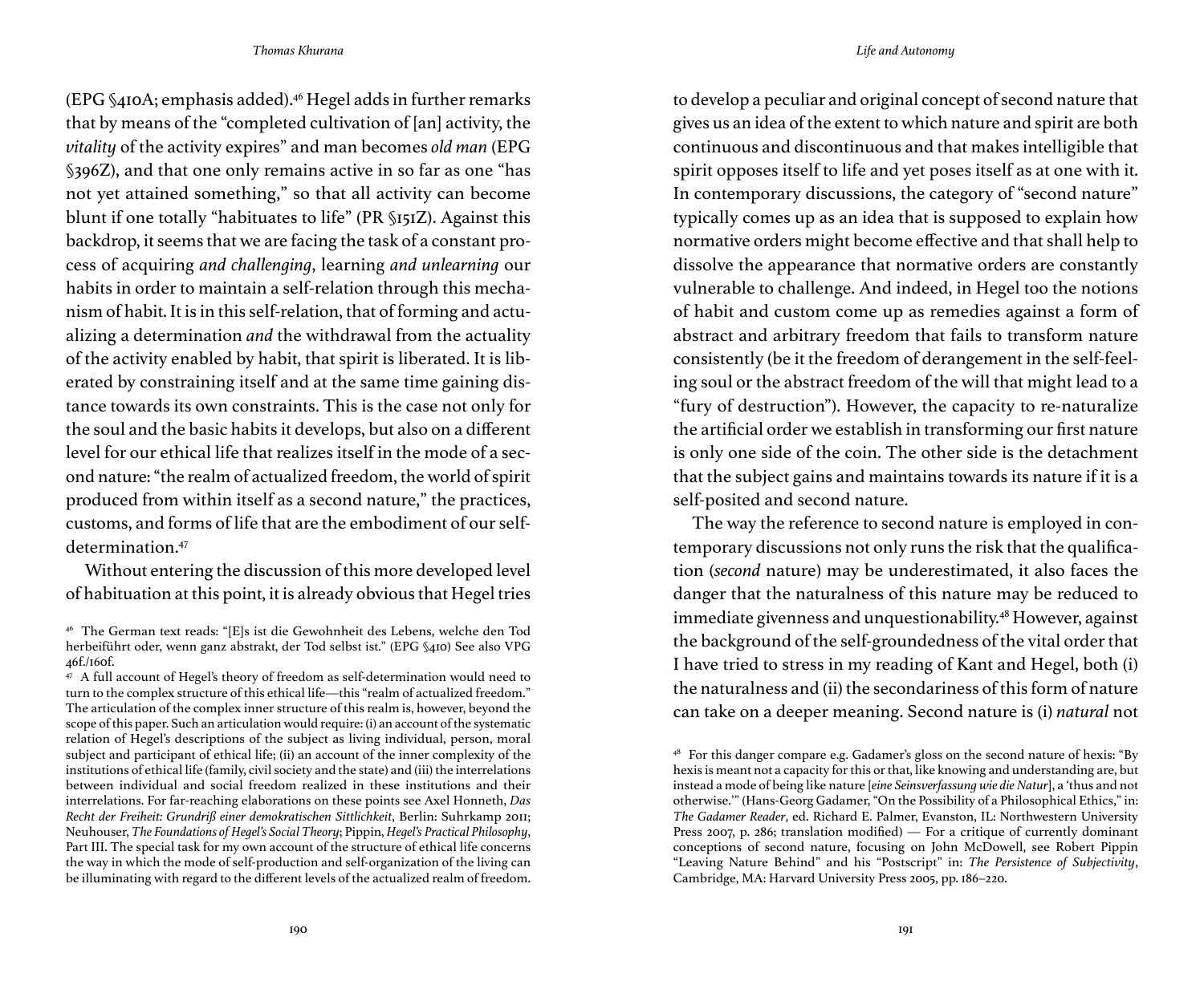(EPG §410A; emphasis added).[46] Hegel adds in further remarks that by means of the "completed cultivation of [an] activity, the *vitality* of the activity expires" and man becomes *old man* (EPG §396Z), and that one only remains active in so far as one "has not yet attained something," so that all activity can become blunt if one totally "habituates to life" (PR §151Z). Against this backdrop, it seems that we are facing the task of a constant process of acquiring *and challenging*, learning *and unlearning* our habits in order to maintain a self-relation through this mechanism of habit. It is in this self-relation, that of forming and actualizing a determination *and* the withdrawal from the actuality of the activity enabled by habit, that spirit is liberated. It is liberated by constraining itself and at the same time gaining distance towards its own constraints. This is the case not only for the soul and the basic habits it develops, but also on a different level for our ethical life that realizes itself in the mode of a second nature: "the realm of actualized freedom, the world of spirit produced from within itself as a second nature," the practices, customs, and forms of life that are the embodiment of our self-determination.[47]

Without entering the discussion of this more developed level of habituation at this point, it is already obvious that Hegel tries to develop a peculiar and original concept of second nature that gives us an idea of the extent to which nature and spirit are both continuous and discontinuous and that makes intelligible that spirit opposes itself to life and yet poses itself as at one with it. In contemporary discussions, the category of "second nature" typically comes up as an idea that is supposed to explain how normative orders might become effective and that shall help to dissolve the appearance that normative orders are constantly vulnerable to challenge. And indeed, in Hegel too the notions of habit and custom come up as remedies against a form of abstract and arbitrary freedom that fails to transform nature consistently (be it the freedom of derangement in the self-feeling soul or the abstract freedom of the will that might lead to a "fury of destruction"). However, the capacity to re-naturalize the artificial order we establish in transforming our first nature is only one side of the coin. The other side is the detachment that the subject gains and maintains towards its nature if it is a self-posited and second nature.

The way the reference to second nature is employed in contemporary discussions not only runs the risk that the qualification (*second* nature) may be underestimated, it also faces the danger that the naturalness of this nature may be reduced to immediate givenness and unquestionability.[48] However, against the background of the self-groundedness of the vital order that I have tried to stress in my reading of Kant and Hegel, both (i) the naturalness and (ii) the secondariness of this form of nature can take on a deeper meaning. Second nature is (i) *natural* not

---

[46] The German text reads: "[E]s ist die Gewohnheit des Lebens, welche den Tod herbeiführt oder, wenn ganz abstrakt, der Tod selbst ist." (EPG §410) See also VPG 46f./160f.

[47] A full account of Hegel's theory of freedom as self-determination would need to turn to the complex structure of this ethical life—this "realm of actualized freedom." The articulation of the complex inner structure of this realm is, however, beyond the scope of this paper. Such an articulation would require: (i) an account of the systematic relation of Hegel's descriptions of the subject as living individual, person, moral subject and participant of ethical life; (ii) an account of the inner complexity of the institutions of ethical life (family, civil society and the state) and (iii) the interrelations between individual and social freedom realized in these institutions and their interrelations. For far-reaching elaborations on these points see Axel Honneth, *Das Recht der Freiheit: Grundriß einer demokratischen Sittlichkeit*, Berlin: Suhrkamp 2011; Neuhouser, *The Foundations of Hegel's Social Theory*; Pippin, *Hegel's Practical Philosophy*, Part III. The special task for my own account of the structure of ethical life concerns the way in which the mode of self-production and self-organization of the living can be illuminating with regard to the different levels of the actualized realm of freedom.

[48] For this danger compare e.g. Gadamer's gloss on the second nature of hexis: "By hexis is meant not a capacity for this or that, like knowing and understanding are, but instead a mode of being like nature [*eine Seinsverfassung wie die Natur*], a 'thus and not otherwise.'" (Hans-Georg Gadamer, "On the Possibility of a Philosophical Ethics," in: *The Gadamer Reader*, ed. Richard E. Palmer, Evanston, IL: Northwestern University Press 2007, p. 286; translation modified) — For a critique of currently dominant conceptions of second nature, focusing on John McDowell, see Robert Pippin "Leaving Nature Behind" and his "Postscript" in: *The Persistence of Subjectivity*, Cambridge, MA: Harvard University Press 2005, pp. 186–220.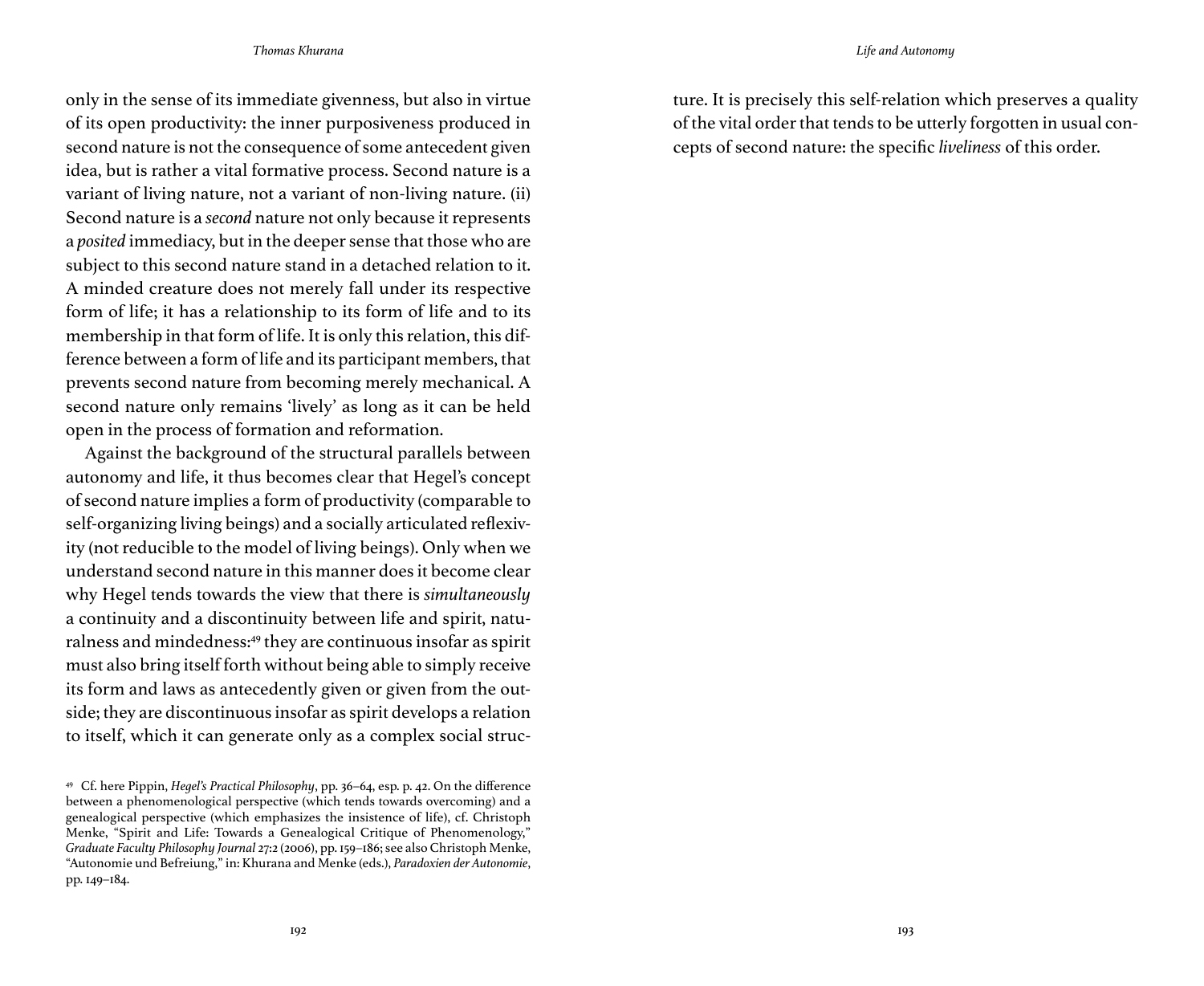only in the sense of its immediate givenness, but also in virtue of its open productivity: the inner purposiveness produced in second nature is not the consequence of some antecedent given idea, but is rather a vital formative process. Second nature is a variant of living nature, not a variant of non-living nature. (ii) Second nature is a *second* nature not only because it represents a *posited* immediacy, but in the deeper sense that those who are subject to this second nature stand in a detached relation to it. A minded creature does not merely fall under its respective form of life; it has a relationship to its form of life and to its membership in that form of life. It is only this relation, this difference between a form of life and its participant members, that prevents second nature from becoming merely mechanical. A second nature only remains 'lively' as long as it can be held open in the process of formation and reformation.

Against the background of the structural parallels between autonomy and life, it thus becomes clear that Hegel's concept of second nature implies a form of productivity (comparable to self-organizing living beings) and a socially articulated reflexivity (not reducible to the model of living beings). Only when we understand second nature in this manner does it become clear why Hegel tends towards the view that there is *simultaneously* a continuity and a discontinuity between life and spirit, naturalness and mindedness:[49] they are continuous insofar as spirit must also bring itself forth without being able to simply receive its form and laws as antecedently given or given from the outside; they are discontinuous insofar as spirit develops a relation to itself, which it can generate only as a complex social structure. It is precisely this self-relation which preserves a quality of the vital order that tends to be utterly forgotten in usual concepts of second nature: the specific *liveliness* of this order.

[49] Cf. here Pippin, *Hegel's Practical Philosophy*, pp. 36–64, esp. p. 42. On the difference between a phenomenological perspective (which tends towards overcoming) and a genealogical perspective (which emphasizes the insistence of life), cf. Christoph Menke, "Spirit and Life: Towards a Genealogical Critique of Phenomenology," *Graduate Faculty Philosophy Journal* 27:2 (2006), pp. 159–186; see also Christoph Menke, "Autonomie und Befreiung," in: Khurana and Menke (eds.), *Paradoxien der Autonomie*, pp. 149–184.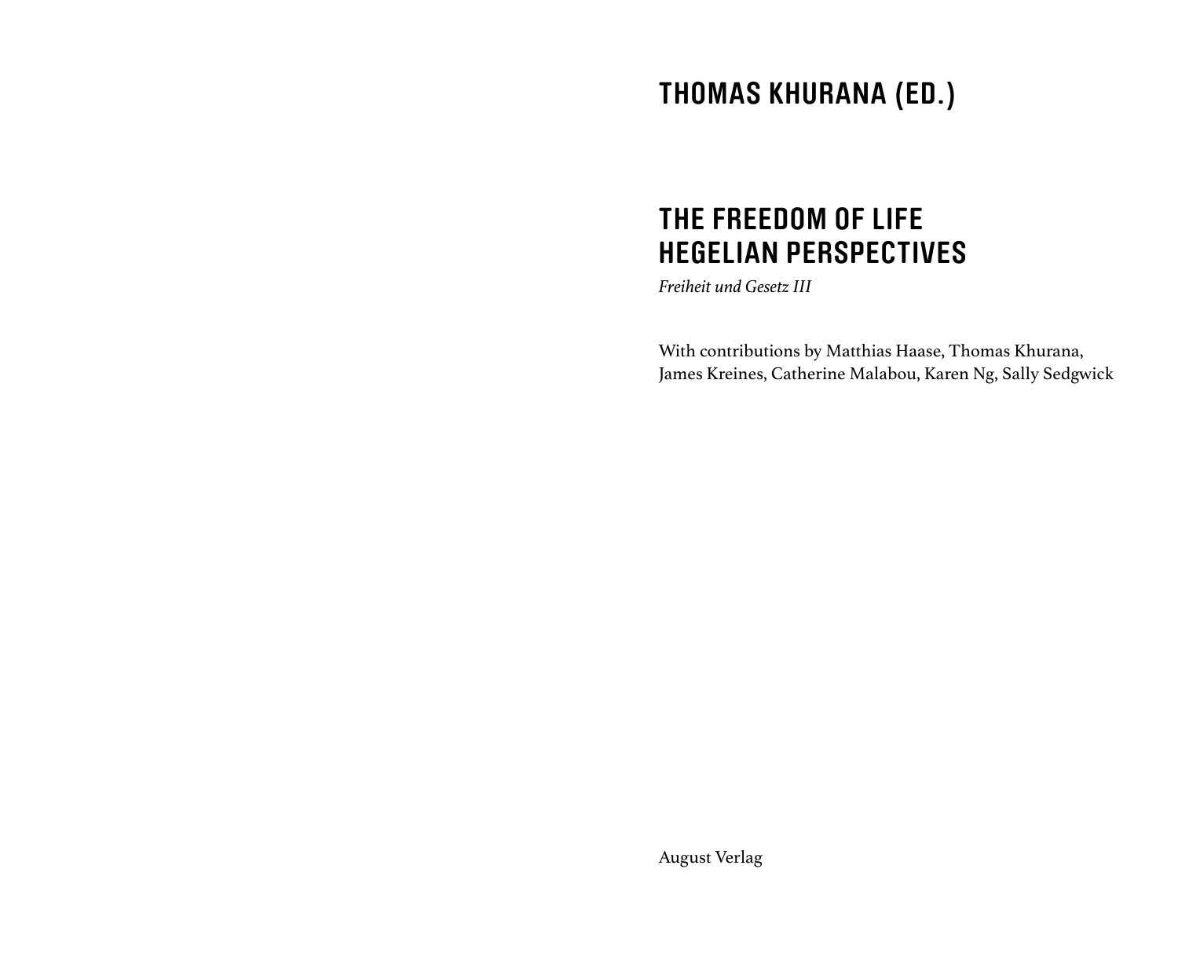# THOMAS KHURANA (ED.)

# THE FREEDOM OF LIFE HEGELIAN PERSPECTIVES

*Freiheit und Gesetz III*

With contributions by Matthias Haase, Thomas Khurana, James Kreines, Catherine Malabou, Karen Ng, Sally Sedgwick

August Verlag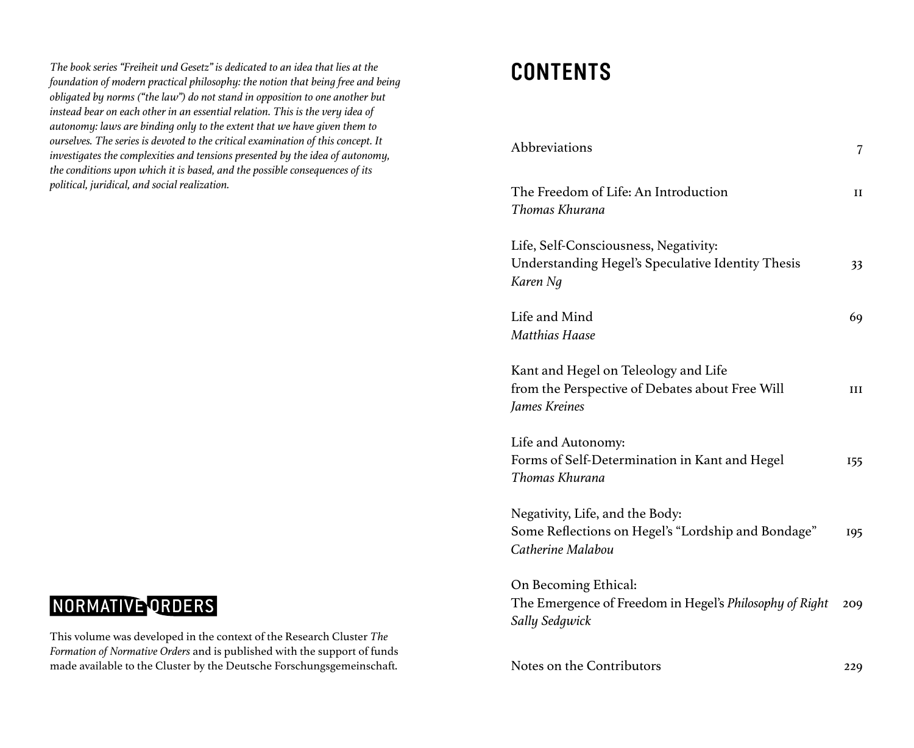*The book series "Freiheit und Gesetz" is dedicated to an idea that lies at the foundation of modern practical philosophy: the notion that being free and being obligated by norms ("the law") do not stand in opposition to one another but instead bear on each other in an essential relation. This is the very idea of autonomy: laws are binding only to the extent that we have given them to ourselves. The series is devoted to the critical examination of this concept. It investigates the complexities and tensions presented by the idea of autonomy, the conditions upon which it is based, and the possible consequences of its political, juridical, and social realization.*

NORMATIVE ORDERS

This volume was developed in the context of the Research Cluster *The Formation of Normative Orders* and is published with the support of funds made available to the Cluster by the Deutsche Forschungsgemeinschaft.

# CONTENTS

Abbreviations — 7

The Freedom of Life: An Introduction — 11
*Thomas Khurana*

Life, Self-Consciousness, Negativity:
Understanding Hegel's Speculative Identity Thesis — 33
*Karen Ng*

Life and Mind — 69
*Matthias Haase*

Kant and Hegel on Teleology and Life
from the Perspective of Debates about Free Will — 111
*James Kreines*

Life and Autonomy:
Forms of Self-Determination in Kant and Hegel — 155
*Thomas Khurana*

Negativity, Life, and the Body:
Some Reflections on Hegel's "Lordship and Bondage" — 195
*Catherine Malabou*

On Becoming Ethical:
The Emergence of Freedom in Hegel's *Philosophy of Right* — 209
*Sally Sedgwick*

Notes on the Contributors — 229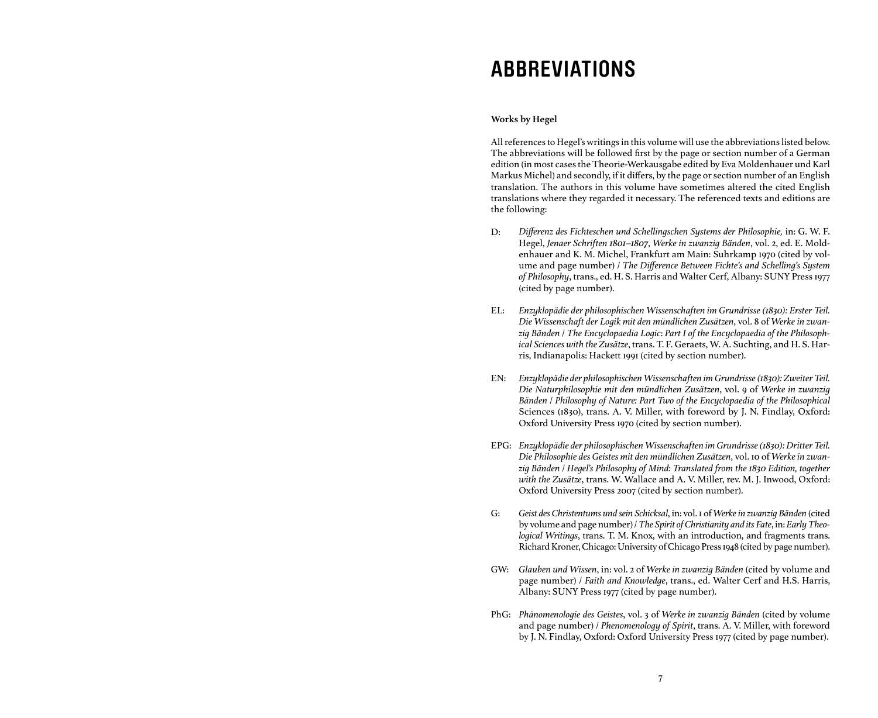# ABBREVIATIONS

**Works by Hegel**

All references to Hegel's writings in this volume will use the abbreviations listed below. The abbreviations will be followed first by the page or section number of a German edition (in most cases the Theorie-Werkausgabe edited by Eva Moldenhauer und Karl Markus Michel) and secondly, if it differs, by the page or section number of an English translation. The authors in this volume have sometimes altered the cited English translations where they regarded it necessary. The referenced texts and editions are the following:

D: *Differenz des Fichteschen und Schellingschen Systems der Philosophie,* in: G. W. F. Hegel, *Jenaer Schriften 1801–1807*, *Werke in zwanzig Bänden*, vol. 2, ed. E. Moldenhauer and K. M. Michel, Frankfurt am Main: Suhrkamp 1970 (cited by volume and page number) / *The Difference Between Fichte's and Schelling's System of Philosophy*, trans., ed. H. S. Harris and Walter Cerf, Albany: SUNY Press 1977 (cited by page number).

EL: *Enzyklopädie der philosophischen Wissenschaften im Grundrisse (1830): Erster Teil. Die Wissenschaft der Logik mit den mündlichen Zusätzen*, vol. 8 of *Werke in zwanzig Bänden* / *The Encyclopaedia Logic*: *Part I of the Encyclopaedia of the Philosophical Sciences with the Zusätze*, trans. T. F. Geraets, W. A. Suchting, and H. S. Harris, Indianapolis: Hackett 1991 (cited by section number).

EN: *Enzyklopädie der philosophischen Wissenschaften im Grundrisse (1830): Zweiter Teil. Die Naturphilosophie mit den mündlichen Zusätzen*, vol. 9 of *Werke in zwanzig Bänden* / *Philosophy of Nature: Part Two of the Encyclopaedia of the Philosophical* Sciences (1830), trans. A. V. Miller, with foreword by J. N. Findlay, Oxford: Oxford University Press 1970 (cited by section number).

EPG: *Enzyklopädie der philosophischen Wissenschaften im Grundrisse (1830): Dritter Teil. Die Philosophie des Geistes mit den mündlichen Zusätzen*, vol. 10 of *Werke in zwanzig Bänden* / *Hegel's Philosophy of Mind: Translated from the 1830 Edition, together with the Zusätze*, trans. W. Wallace and A. V. Miller, rev. M. J. Inwood, Oxford: Oxford University Press 2007 (cited by section number).

G: *Geist des Christentums und sein Schicksal*, in: vol. 1 of *Werke in zwanzig Bänden* (cited by volume and page number) / *The Spirit of Christianity and its Fate*, in: *Early Theological Writings*, trans. T. M. Knox, with an introduction, and fragments trans. Richard Kroner, Chicago: University of Chicago Press 1948 (cited by page number).

GW: *Glauben und Wissen*, in: vol. 2 of *Werke in zwanzig Bänden* (cited by volume and page number) / *Faith and Knowledge*, trans., ed. Walter Cerf and H.S. Harris, Albany: SUNY Press 1977 (cited by page number).

PhG: *Phänomenologie des Geistes*, vol. 3 of *Werke in zwanzig Bänden* (cited by volume and page number) / *Phenomenology of Spirit*, trans. A. V. Miller, with foreword by J. N. Findlay, Oxford: Oxford University Press 1977 (cited by page number).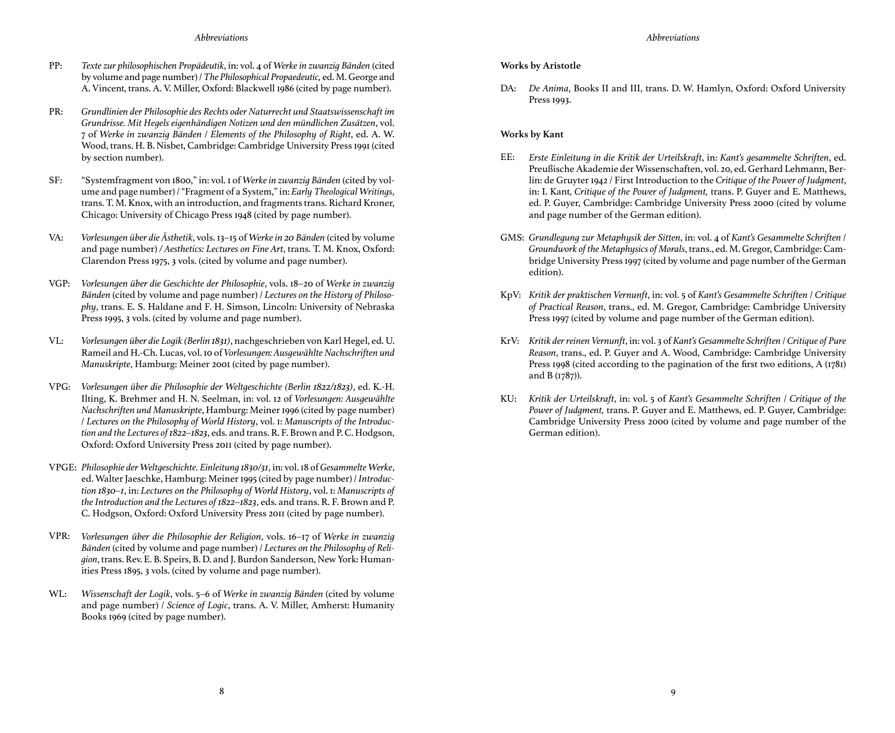PP: *Texte zur philosophischen Propädeutik*, in: vol. 4 of *Werke in zwanzig Bänden* (cited by volume and page number) / *The Philosophical Propaedeutic,* ed. M. George and A. Vincent, trans. A. V. Miller, Oxford: Blackwell 1986 (cited by page number).

PR: *Grundlinien der Philosophie des Rechts oder Naturrecht und Staatswissenschaft im Grundrisse. Mit Hegels eigenhändigen Notizen und den mündlichen Zusätzen*, vol. 7 of *Werke in zwanzig Bänden* / *Elements of the Philosophy of Right*, ed. A. W. Wood, trans. H. B. Nisbet, Cambridge: Cambridge University Press 1991 (cited by section number).

SF: "Systemfragment von 1800," in: vol. 1 of *Werke in zwanzig Bänden* (cited by volume and page number) / "Fragment of a System," in: *Early Theological Writings*, trans. T. M. Knox, with an introduction, and fragments trans. Richard Kroner, Chicago: University of Chicago Press 1948 (cited by page number).

VA: *Vorlesungen über die Ästhetik*, vols. 13–15 of *Werke in 20 Bänden* (cited by volume and page number) / *Aesthetics: Lectures on Fine Art*, trans. T. M. Knox, Oxford: Clarendon Press 1975, 3 vols. (cited by volume and page number).

VGP: *Vorlesungen über die Geschichte der Philosophie*, vols. 18–20 of *Werke in zwanzig Bänden* (cited by volume and page number) / *Lectures on the History of Philosophy*, trans. E. S. Haldane and F. H. Simson, Lincoln: University of Nebraska Press 1995, 3 vols. (cited by volume and page number).

VL: *Vorlesungen über die Logik (Berlin 1831)*, nachgeschrieben von Karl Hegel, ed. U. Rameil and H.-Ch. Lucas, vol. 10 of *Vorlesungen: Ausgewählte Nachschriften und Manuskripte*, Hamburg: Meiner 2001 (cited by page number).

VPG: *Vorlesungen über die Philosophie der Weltgeschichte (Berlin 1822/1823)*, ed. K.-H. Ilting, K. Brehmer and H. N. Seelman, in: vol. 12 of *Vorlesungen: Ausgewählte Nachschriften und Manuskripte*, Hamburg: Meiner 1996 (cited by page number) / *Lectures on the Philosophy of World History*, vol. 1: *Manuscripts of the Introduction and the Lectures of 1822–1823*, eds. and trans. R. F. Brown and P. C. Hodgson, Oxford: Oxford University Press 2011 (cited by page number).

VPGE: *Philosophie der Weltgeschichte. Einleitung 1830/31*, in: vol. 18 of *Gesammelte Werke*, ed. Walter Jaeschke, Hamburg: Meiner 1995 (cited by page number) / *Introduction 1830–1*, in: *Lectures on the Philosophy of World History*, vol. 1: *Manuscripts of the Introduction and the Lectures of 1822–1823*, eds. and trans. R. F. Brown and P. C. Hodgson, Oxford: Oxford University Press 2011 (cited by page number).

VPR: *Vorlesungen über die Philosophie der Religion*, vols. 16–17 of *Werke in zwanzig Bänden* (cited by volume and page number) / *Lectures on the Philosophy of Religion*, trans. Rev. E. B. Speirs, B. D. and J. Burdon Sanderson, New York: Humanities Press 1895, 3 vols. (cited by volume and page number).

WL: *Wissenschaft der Logik*, vols. 5–6 of *Werke in zwanzig Bänden* (cited by volume and page number) / *Science of Logic*, trans. A. V. Miller, Amherst: Humanity Books 1969 (cited by page number).

**Works by Aristotle**

DA: *De Anima*, Books II and III, trans. D. W. Hamlyn, Oxford: Oxford University Press 1993.

**Works by Kant**

EE: *Erste Einleitung in die Kritik der Urteilskraft*, in: *Kant's gesammelte Schriften*, ed. Preußische Akademie der Wissenschaften, vol. 20, ed. Gerhard Lehmann, Berlin: de Gruyter 1942 / First Introduction to the *Critique of the Power of Judgment*, in: I. Kant, *Critique of the Power of Judgment,* trans. P. Guyer and E. Matthews, ed. P. Guyer, Cambridge: Cambridge University Press 2000 (cited by volume and page number of the German edition).

GMS: *Grundlegung zur Metaphysik der Sitten*, in: vol. 4 of *Kant's Gesammelte Schriften* / *Groundwork of the Metaphysics of Morals*, trans., ed. M. Gregor, Cambridge: Cambridge University Press 1997 (cited by volume and page number of the German edition).

KpV: *Kritik der praktischen Vernunft*, in: vol. 5 of *Kant's Gesammelte Schriften* / *Critique of Practical Reason*, trans., ed. M. Gregor, Cambridge: Cambridge University Press 1997 (cited by volume and page number of the German edition).

KrV: *Kritik der reinen Vernunft*, in: vol. 3 of *Kant's Gesammelte Schriften* / *Critique of Pure Reason*, trans., ed. P. Guyer and A. Wood, Cambridge: Cambridge University Press 1998 (cited according to the pagination of the first two editions, A (1781) and B (1787)).

KU: *Kritik der Urteilskraft*, in: vol. 5 of *Kant's Gesammelte Schriften* / *Critique of the Power of Judgment,* trans. P. Guyer and E. Matthews, ed. P. Guyer, Cambridge: Cambridge University Press 2000 (cited by volume and page number of the German edition).